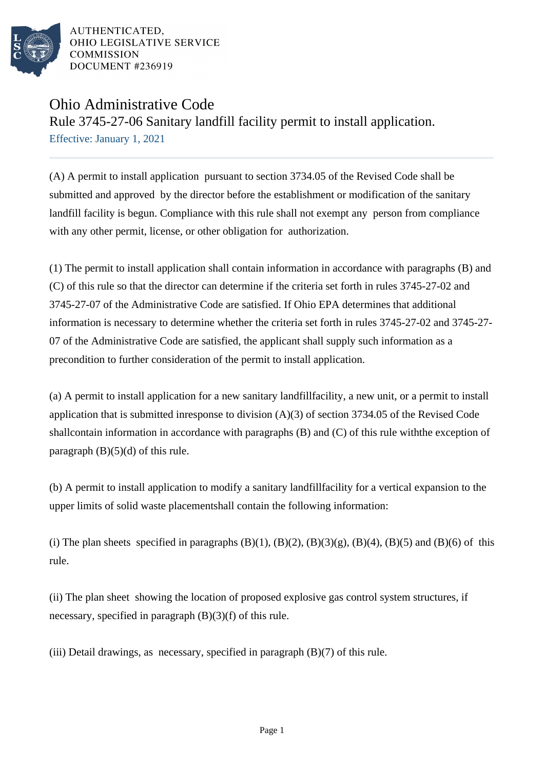AUTHENTICATED,
OHIO LEGISLATIVE SERVICE
COMMISSION
DOCUMENT #236919

# Ohio Administrative Code

## Rule 3745-27-06 Sanitary landfill facility permit to install application.

Effective: January 1, 2021

(A) A permit to install application pursuant to section 3734.05 of the Revised Code shall be submitted and approved by the director before the establishment or modification of the sanitary landfill facility is begun. Compliance with this rule shall not exempt any person from compliance with any other permit, license, or other obligation for authorization.

(1) The permit to install application shall contain information in accordance with paragraphs (B) and (C) of this rule so that the director can determine if the criteria set forth in rules 3745-27-02 and 3745-27-07 of the Administrative Code are satisfied. If Ohio EPA determines that additional information is necessary to determine whether the criteria set forth in rules 3745-27-02 and 3745-27-07 of the Administrative Code are satisfied, the applicant shall supply such information as a precondition to further consideration of the permit to install application.

(a) A permit to install application for a new sanitary landfillfacility, a new unit, or a permit to install application that is submitted inresponse to division (A)(3) of section 3734.05 of the Revised Code shallcontain information in accordance with paragraphs (B) and (C) of this rule withthe exception of paragraph (B)(5)(d) of this rule.

(b) A permit to install application to modify a sanitary landfillfacility for a vertical expansion to the upper limits of solid waste placementshall contain the following information:

(i) The plan sheets specified in paragraphs (B)(1), (B)(2), (B)(3)(g), (B)(4), (B)(5) and (B)(6) of this rule.

(ii) The plan sheet showing the location of proposed explosive gas control system structures, if necessary, specified in paragraph (B)(3)(f) of this rule.

(iii) Detail drawings, as necessary, specified in paragraph (B)(7) of this rule.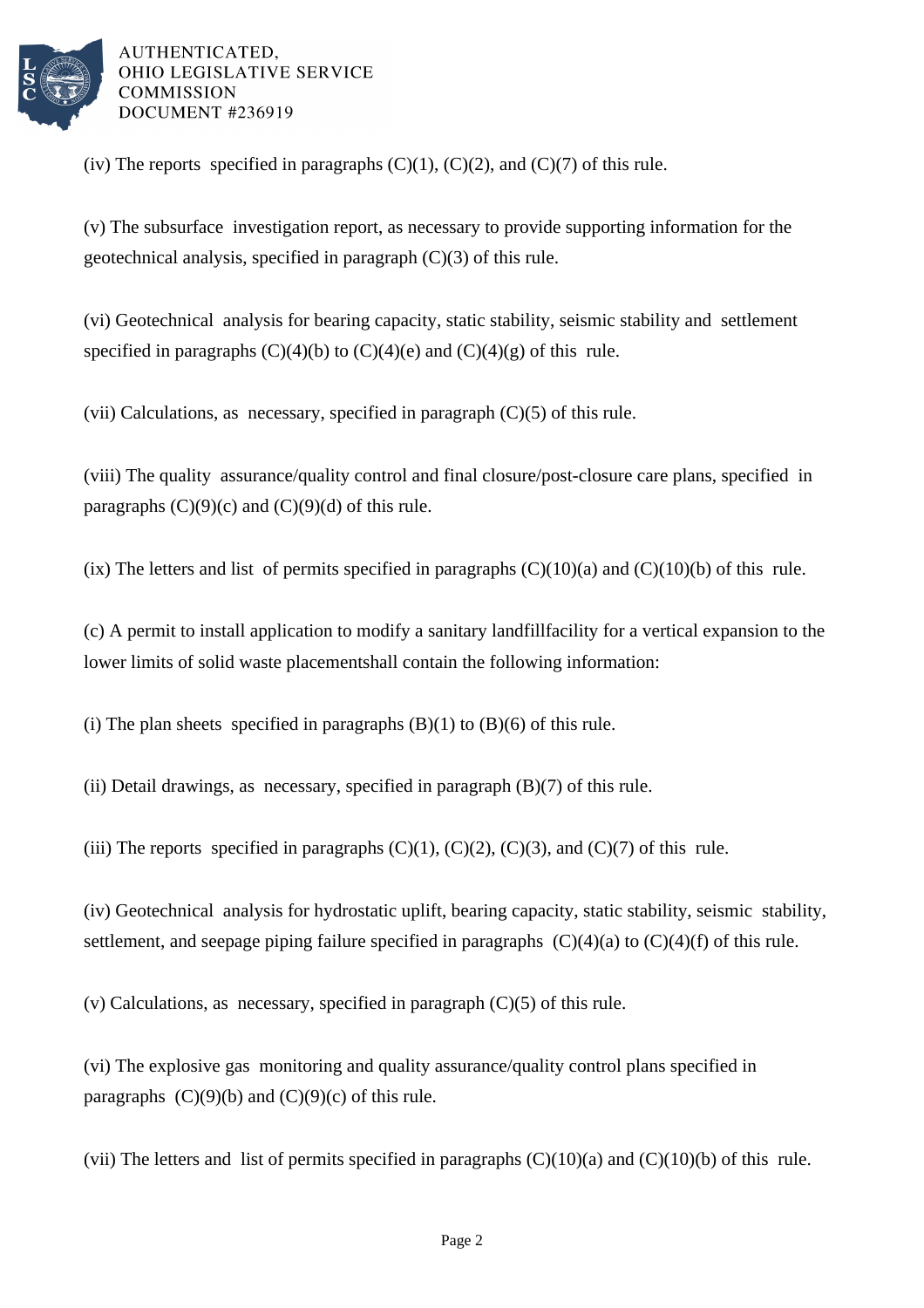(iv) The reports specified in paragraphs (C)(1), (C)(2), and (C)(7) of this rule.

(v) The subsurface investigation report, as necessary to provide supporting information for the geotechnical analysis, specified in paragraph (C)(3) of this rule.

(vi) Geotechnical analysis for bearing capacity, static stability, seismic stability and settlement specified in paragraphs (C)(4)(b) to (C)(4)(e) and (C)(4)(g) of this rule.

(vii) Calculations, as necessary, specified in paragraph (C)(5) of this rule.

(viii) The quality assurance/quality control and final closure/post-closure care plans, specified in paragraphs (C)(9)(c) and (C)(9)(d) of this rule.

(ix) The letters and list of permits specified in paragraphs (C)(10)(a) and (C)(10)(b) of this rule.

(c) A permit to install application to modify a sanitary landfillfacility for a vertical expansion to the lower limits of solid waste placementshall contain the following information:

(i) The plan sheets specified in paragraphs (B)(1) to (B)(6) of this rule.

(ii) Detail drawings, as necessary, specified in paragraph (B)(7) of this rule.

(iii) The reports specified in paragraphs (C)(1), (C)(2), (C)(3), and (C)(7) of this rule.

(iv) Geotechnical analysis for hydrostatic uplift, bearing capacity, static stability, seismic stability, settlement, and seepage piping failure specified in paragraphs (C)(4)(a) to (C)(4)(f) of this rule.

(v) Calculations, as necessary, specified in paragraph (C)(5) of this rule.

(vi) The explosive gas monitoring and quality assurance/quality control plans specified in paragraphs (C)(9)(b) and (C)(9)(c) of this rule.

(vii) The letters and list of permits specified in paragraphs (C)(10)(a) and (C)(10)(b) of this rule.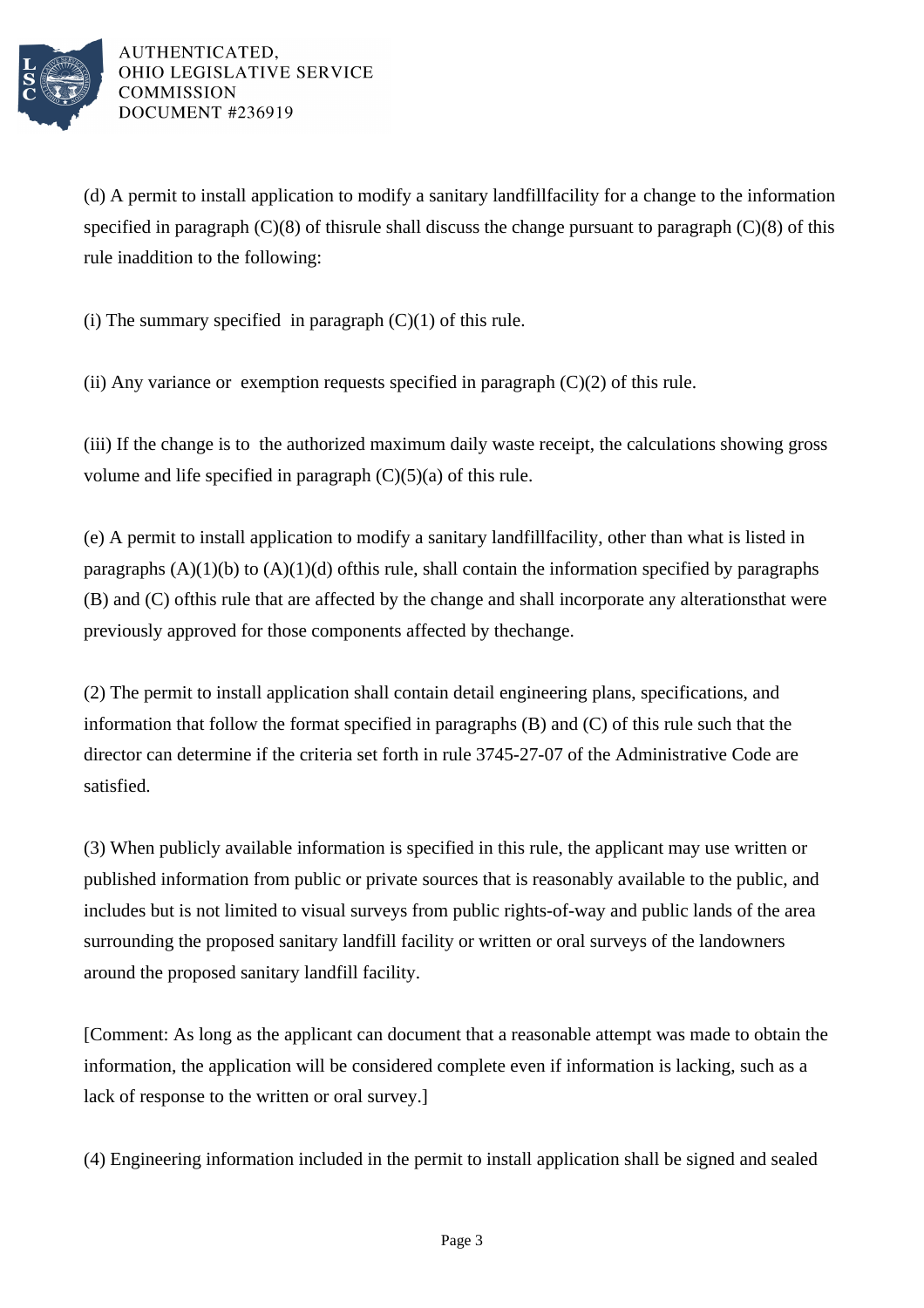(d) A permit to install application to modify a sanitary landfillfacility for a change to the information specified in paragraph (C)(8) of thisrule shall discuss the change pursuant to paragraph (C)(8) of this rule inaddition to the following:

(i) The summary specified in paragraph (C)(1) of this rule.

(ii) Any variance or exemption requests specified in paragraph (C)(2) of this rule.

(iii) If the change is to the authorized maximum daily waste receipt, the calculations showing gross volume and life specified in paragraph (C)(5)(a) of this rule.

(e) A permit to install application to modify a sanitary landfillfacility, other than what is listed in paragraphs (A)(1)(b) to (A)(1)(d) ofthis rule, shall contain the information specified by paragraphs (B) and (C) ofthis rule that are affected by the change and shall incorporate any alterationsthat were previously approved for those components affected by thechange.

(2) The permit to install application shall contain detail engineering plans, specifications, and information that follow the format specified in paragraphs (B) and (C) of this rule such that the director can determine if the criteria set forth in rule 3745-27-07 of the Administrative Code are satisfied.

(3) When publicly available information is specified in this rule, the applicant may use written or published information from public or private sources that is reasonably available to the public, and includes but is not limited to visual surveys from public rights-of-way and public lands of the area surrounding the proposed sanitary landfill facility or written or oral surveys of the landowners around the proposed sanitary landfill facility.

[Comment: As long as the applicant can document that a reasonable attempt was made to obtain the information, the application will be considered complete even if information is lacking, such as a lack of response to the written or oral survey.]

(4) Engineering information included in the permit to install application shall be signed and sealed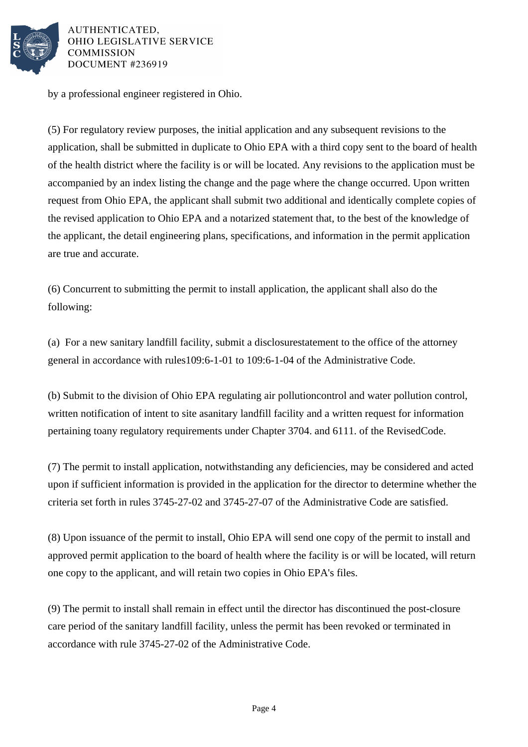by a professional engineer registered in Ohio.

(5) For regulatory review purposes, the initial application and any subsequent revisions to the application, shall be submitted in duplicate to Ohio EPA with a third copy sent to the board of health of the health district where the facility is or will be located. Any revisions to the application must be accompanied by an index listing the change and the page where the change occurred. Upon written request from Ohio EPA, the applicant shall submit two additional and identically complete copies of the revised application to Ohio EPA and a notarized statement that, to the best of the knowledge of the applicant, the detail engineering plans, specifications, and information in the permit application are true and accurate.

(6) Concurrent to submitting the permit to install application, the applicant shall also do the following:

(a) For a new sanitary landfill facility, submit a disclosurestatement to the office of the attorney general in accordance with rules109:6-1-01 to 109:6-1-04 of the Administrative Code.

(b) Submit to the division of Ohio EPA regulating air pollutioncontrol and water pollution control, written notification of intent to site asanitary landfill facility and a written request for information pertaining toany regulatory requirements under Chapter 3704. and 6111. of the RevisedCode.

(7) The permit to install application, notwithstanding any deficiencies, may be considered and acted upon if sufficient information is provided in the application for the director to determine whether the criteria set forth in rules 3745-27-02 and 3745-27-07 of the Administrative Code are satisfied.

(8) Upon issuance of the permit to install, Ohio EPA will send one copy of the permit to install and approved permit application to the board of health where the facility is or will be located, will return one copy to the applicant, and will retain two copies in Ohio EPA's files.

(9) The permit to install shall remain in effect until the director has discontinued the post-closure care period of the sanitary landfill facility, unless the permit has been revoked or terminated in accordance with rule 3745-27-02 of the Administrative Code.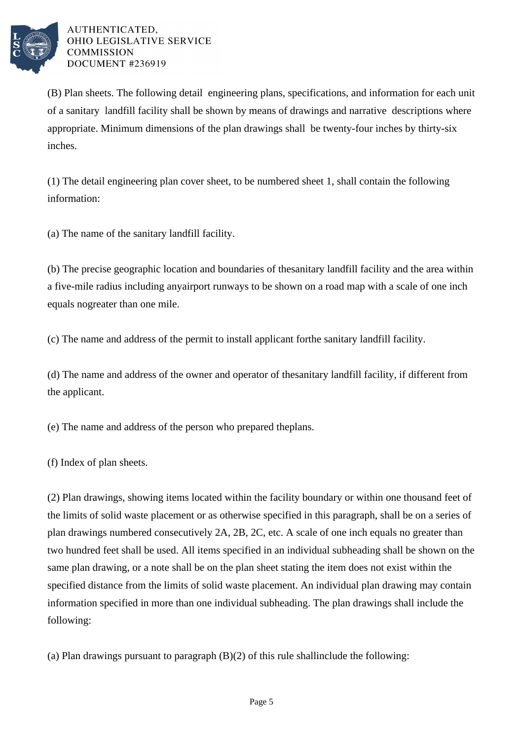(B) Plan sheets. The following detail engineering plans, specifications, and information for each unit of a sanitary landfill facility shall be shown by means of drawings and narrative descriptions where appropriate. Minimum dimensions of the plan drawings shall be twenty-four inches by thirty-six inches.

(1) The detail engineering plan cover sheet, to be numbered sheet 1, shall contain the following information:

(a) The name of the sanitary landfill facility.

(b) The precise geographic location and boundaries of thesanitary landfill facility and the area within a five-mile radius including anyairport runways to be shown on a road map with a scale of one inch equals nogreater than one mile.

(c) The name and address of the permit to install applicant forthe sanitary landfill facility.

(d) The name and address of the owner and operator of thesanitary landfill facility, if different from the applicant.

(e) The name and address of the person who prepared theplans.

(f) Index of plan sheets.

(2) Plan drawings, showing items located within the facility boundary or within one thousand feet of the limits of solid waste placement or as otherwise specified in this paragraph, shall be on a series of plan drawings numbered consecutively 2A, 2B, 2C, etc. A scale of one inch equals no greater than two hundred feet shall be used. All items specified in an individual subheading shall be shown on the same plan drawing, or a note shall be on the plan sheet stating the item does not exist within the specified distance from the limits of solid waste placement. An individual plan drawing may contain information specified in more than one individual subheading. The plan drawings shall include the following:

(a) Plan drawings pursuant to paragraph (B)(2) of this rule shallinclude the following: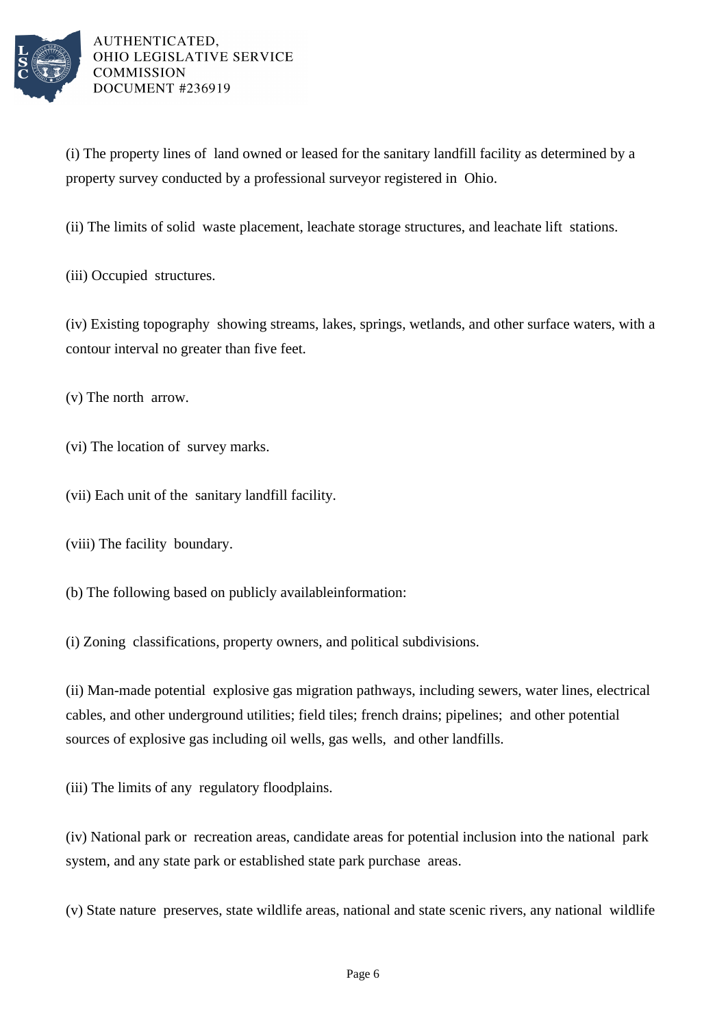(i) The property lines of land owned or leased for the sanitary landfill facility as determined by a property survey conducted by a professional surveyor registered in Ohio.

(ii) The limits of solid waste placement, leachate storage structures, and leachate lift stations.

(iii) Occupied structures.

(iv) Existing topography showing streams, lakes, springs, wetlands, and other surface waters, with a contour interval no greater than five feet.

(v) The north arrow.

(vi) The location of survey marks.

(vii) Each unit of the sanitary landfill facility.

(viii) The facility boundary.

(b) The following based on publicly availableinformation:

(i) Zoning classifications, property owners, and political subdivisions.

(ii) Man-made potential explosive gas migration pathways, including sewers, water lines, electrical cables, and other underground utilities; field tiles; french drains; pipelines; and other potential sources of explosive gas including oil wells, gas wells, and other landfills.

(iii) The limits of any regulatory floodplains.

(iv) National park or recreation areas, candidate areas for potential inclusion into the national park system, and any state park or established state park purchase areas.

(v) State nature preserves, state wildlife areas, national and state scenic rivers, any national wildlife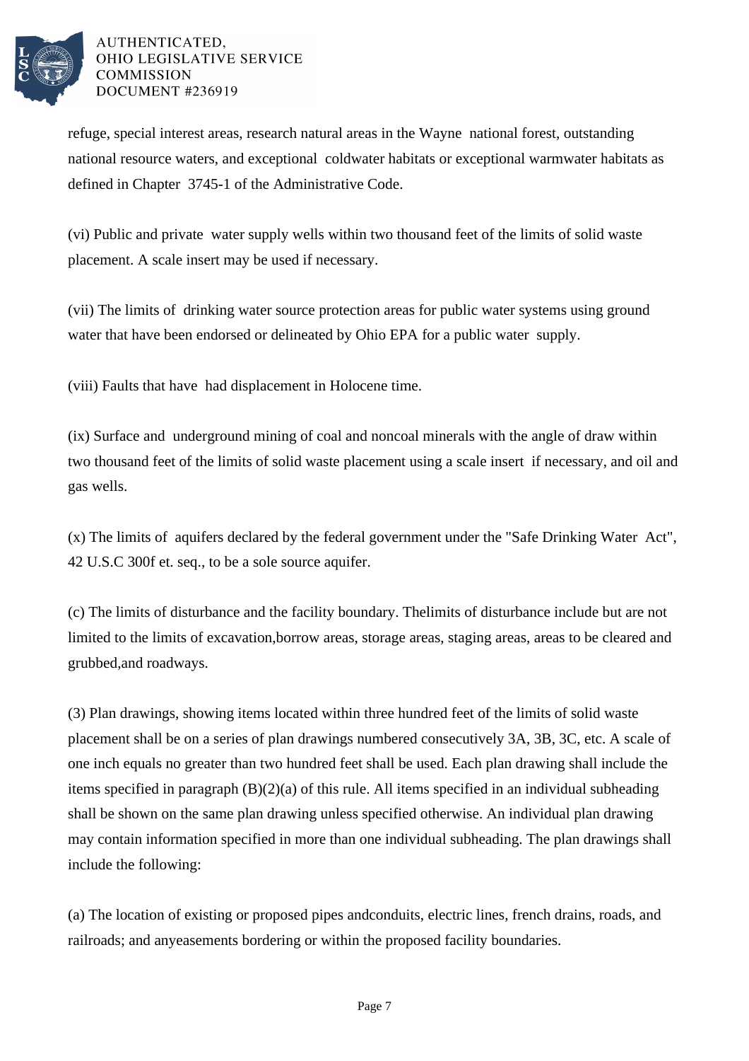refuge, special interest areas, research natural areas in the Wayne national forest, outstanding national resource waters, and exceptional coldwater habitats or exceptional warmwater habitats as defined in Chapter 3745-1 of the Administrative Code.

(vi) Public and private water supply wells within two thousand feet of the limits of solid waste placement. A scale insert may be used if necessary.

(vii) The limits of drinking water source protection areas for public water systems using ground water that have been endorsed or delineated by Ohio EPA for a public water supply.

(viii) Faults that have had displacement in Holocene time.

(ix) Surface and underground mining of coal and noncoal minerals with the angle of draw within two thousand feet of the limits of solid waste placement using a scale insert if necessary, and oil and gas wells.

(x) The limits of aquifers declared by the federal government under the "Safe Drinking Water Act", 42 U.S.C 300f et. seq., to be a sole source aquifer.

(c) The limits of disturbance and the facility boundary. Thelimits of disturbance include but are not limited to the limits of excavation,borrow areas, storage areas, staging areas, areas to be cleared and grubbed,and roadways.

(3) Plan drawings, showing items located within three hundred feet of the limits of solid waste placement shall be on a series of plan drawings numbered consecutively 3A, 3B, 3C, etc. A scale of one inch equals no greater than two hundred feet shall be used. Each plan drawing shall include the items specified in paragraph (B)(2)(a) of this rule. All items specified in an individual subheading shall be shown on the same plan drawing unless specified otherwise. An individual plan drawing may contain information specified in more than one individual subheading. The plan drawings shall include the following:

(a) The location of existing or proposed pipes andconduits, electric lines, french drains, roads, and railroads; and anyeasements bordering or within the proposed facility boundaries.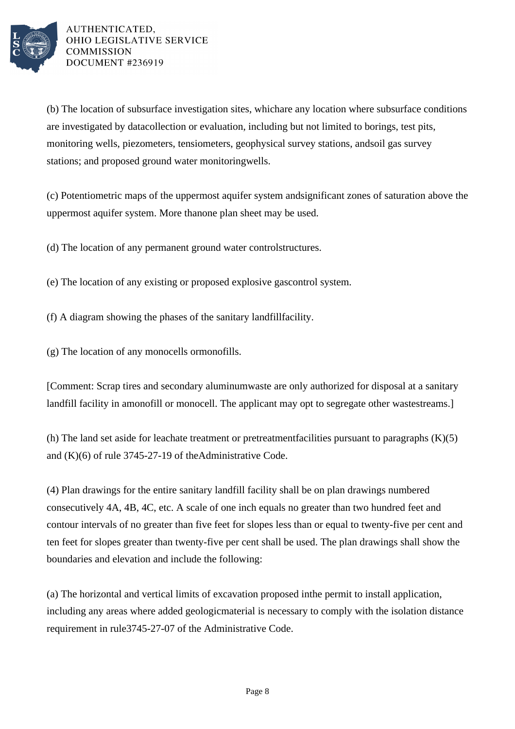(b) The location of subsurface investigation sites, whichare any location where subsurface conditions are investigated by datacollection or evaluation, including but not limited to borings, test pits, monitoring wells, piezometers, tensiometers, geophysical survey stations, andsoil gas survey stations; and proposed ground water monitoringwells.

(c) Potentiometric maps of the uppermost aquifer system andsignificant zones of saturation above the uppermost aquifer system. More thanone plan sheet may be used.

(d) The location of any permanent ground water controlstructures.

(e) The location of any existing or proposed explosive gascontrol system.

(f) A diagram showing the phases of the sanitary landfillfacility.

(g) The location of any monocells ormonofills.

[Comment: Scrap tires and secondary aluminumwaste are only authorized for disposal at a sanitary landfill facility in amonofill or monocell. The applicant may opt to segregate other wastestreams.]

(h) The land set aside for leachate treatment or pretreatmentfacilities pursuant to paragraphs (K)(5) and (K)(6) of rule 3745-27-19 of theAdministrative Code.

(4) Plan drawings for the entire sanitary landfill facility shall be on plan drawings numbered consecutively 4A, 4B, 4C, etc. A scale of one inch equals no greater than two hundred feet and contour intervals of no greater than five feet for slopes less than or equal to twenty-five per cent and ten feet for slopes greater than twenty-five per cent shall be used. The plan drawings shall show the boundaries and elevation and include the following:

(a) The horizontal and vertical limits of excavation proposed inthe permit to install application, including any areas where added geologicmaterial is necessary to comply with the isolation distance requirement in rule3745-27-07 of the Administrative Code.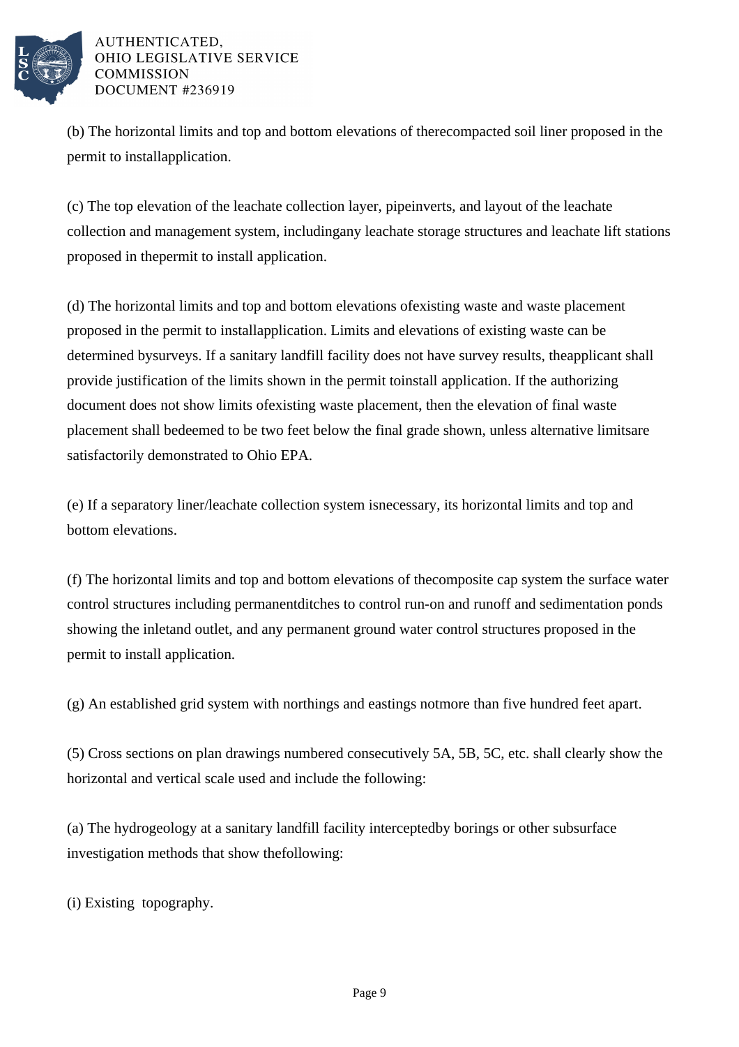(b) The horizontal limits and top and bottom elevations of therecompacted soil liner proposed in the permit to installapplication.

(c) The top elevation of the leachate collection layer, pipeinverts, and layout of the leachate collection and management system, includingany leachate storage structures and leachate lift stations proposed in thepermit to install application.

(d) The horizontal limits and top and bottom elevations ofexisting waste and waste placement proposed in the permit to installapplication. Limits and elevations of existing waste can be determined bysurveys. If a sanitary landfill facility does not have survey results, theapplicant shall provide justification of the limits shown in the permit toinstall application. If the authorizing document does not show limits ofexisting waste placement, then the elevation of final waste placement shall bedeemed to be two feet below the final grade shown, unless alternative limitsare satisfactorily demonstrated to Ohio EPA.

(e) If a separatory liner/leachate collection system isnecessary, its horizontal limits and top and bottom elevations.

(f) The horizontal limits and top and bottom elevations of thecomposite cap system the surface water control structures including permanentditches to control run-on and runoff and sedimentation ponds showing the inletand outlet, and any permanent ground water control structures proposed in the permit to install application.

(g) An established grid system with northings and eastings notmore than five hundred feet apart.

(5) Cross sections on plan drawings numbered consecutively 5A, 5B, 5C, etc. shall clearly show the horizontal and vertical scale used and include the following:

(a) The hydrogeology at a sanitary landfill facility interceptedby borings or other subsurface investigation methods that show thefollowing:

(i) Existing topography.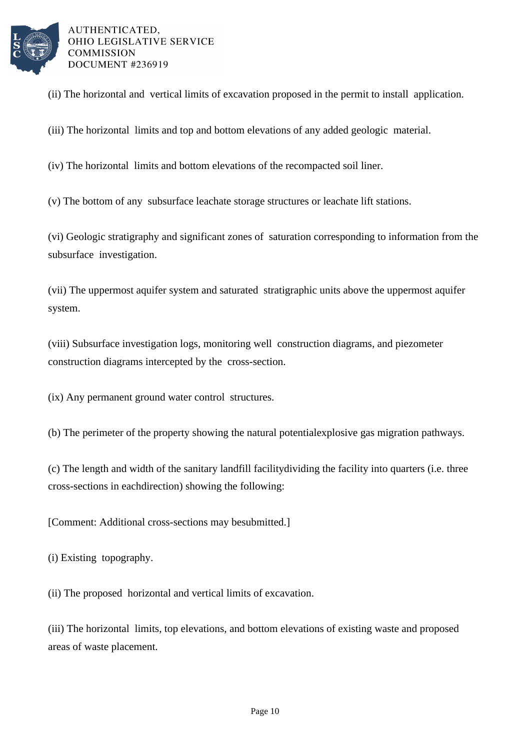(ii) The horizontal and vertical limits of excavation proposed in the permit to install application.

(iii) The horizontal limits and top and bottom elevations of any added geologic material.

(iv) The horizontal limits and bottom elevations of the recompacted soil liner.

(v) The bottom of any subsurface leachate storage structures or leachate lift stations.

(vi) Geologic stratigraphy and significant zones of saturation corresponding to information from the subsurface investigation.

(vii) The uppermost aquifer system and saturated stratigraphic units above the uppermost aquifer system.

(viii) Subsurface investigation logs, monitoring well construction diagrams, and piezometer construction diagrams intercepted by the cross-section.

(ix) Any permanent ground water control structures.

(b) The perimeter of the property showing the natural potentialexplosive gas migration pathways.

(c) The length and width of the sanitary landfill facilitydividing the facility into quarters (i.e. three cross-sections in eachdirection) showing the following:

[Comment: Additional cross-sections may besubmitted.]

(i) Existing topography.

(ii) The proposed horizontal and vertical limits of excavation.

(iii) The horizontal limits, top elevations, and bottom elevations of existing waste and proposed areas of waste placement.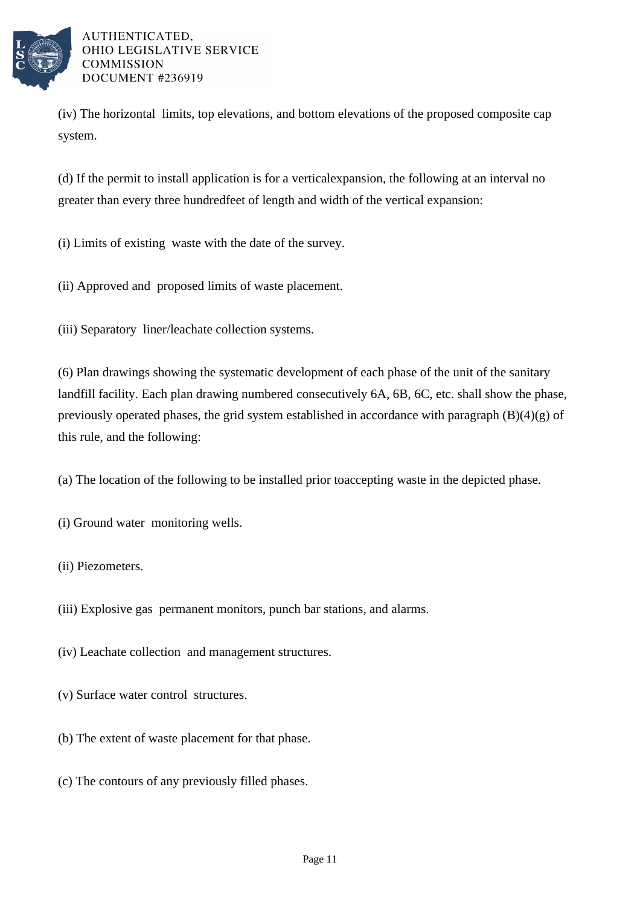(iv) The horizontal limits, top elevations, and bottom elevations of the proposed composite cap system.

(d) If the permit to install application is for a verticalexpansion, the following at an interval no greater than every three hundredfeet of length and width of the vertical expansion:

(i) Limits of existing waste with the date of the survey.

(ii) Approved and proposed limits of waste placement.

(iii) Separatory liner/leachate collection systems.

(6) Plan drawings showing the systematic development of each phase of the unit of the sanitary landfill facility. Each plan drawing numbered consecutively 6A, 6B, 6C, etc. shall show the phase, previously operated phases, the grid system established in accordance with paragraph (B)(4)(g) of this rule, and the following:

(a) The location of the following to be installed prior toaccepting waste in the depicted phase.

(i) Ground water monitoring wells.

(ii) Piezometers.

(iii) Explosive gas permanent monitors, punch bar stations, and alarms.

(iv) Leachate collection and management structures.

(v) Surface water control structures.

(b) The extent of waste placement for that phase.

(c) The contours of any previously filled phases.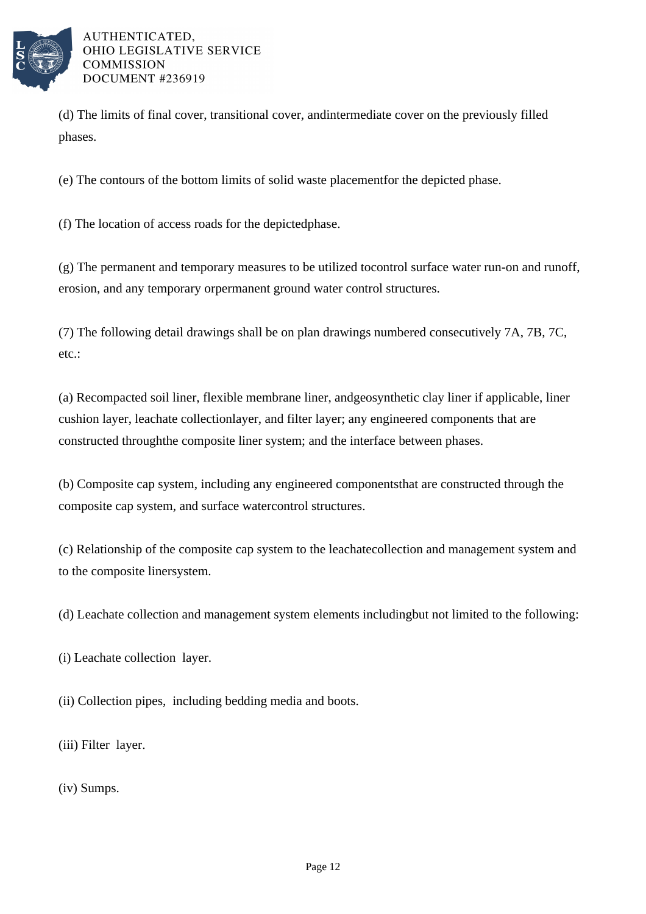(d) The limits of final cover, transitional cover, andintermediate cover on the previously filled phases.

(e) The contours of the bottom limits of solid waste placementfor the depicted phase.

(f) The location of access roads for the depictedphase.

(g) The permanent and temporary measures to be utilized tocontrol surface water run-on and runoff, erosion, and any temporary orpermanent ground water control structures.

(7) The following detail drawings shall be on plan drawings numbered consecutively 7A, 7B, 7C, etc.:

(a) Recompacted soil liner, flexible membrane liner, andgeosynthetic clay liner if applicable, liner cushion layer, leachate collectionlayer, and filter layer; any engineered components that are constructed throughthe composite liner system; and the interface between phases.

(b) Composite cap system, including any engineered componentsthat are constructed through the composite cap system, and surface watercontrol structures.

(c) Relationship of the composite cap system to the leachatecollection and management system and to the composite linersystem.

(d) Leachate collection and management system elements includingbut not limited to the following:

(i) Leachate collection layer.

(ii) Collection pipes, including bedding media and boots.

(iii) Filter layer.

(iv) Sumps.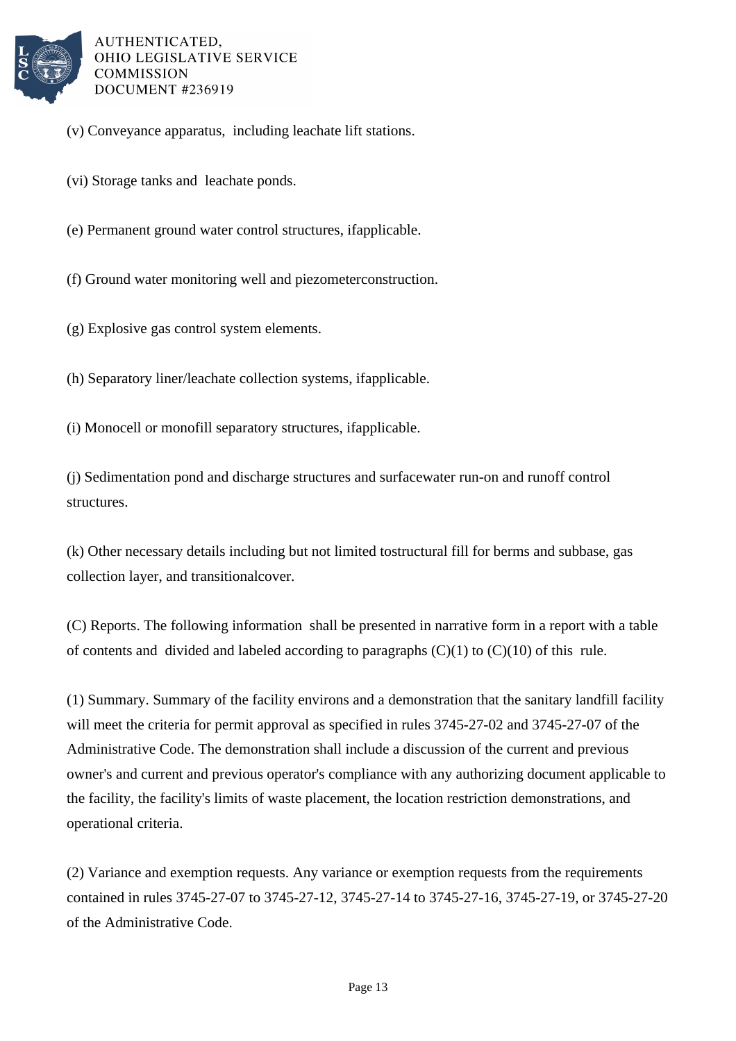(v) Conveyance apparatus, including leachate lift stations.

(vi) Storage tanks and leachate ponds.

(e) Permanent ground water control structures, ifapplicable.

(f) Ground water monitoring well and piezometerconstruction.

(g) Explosive gas control system elements.

(h) Separatory liner/leachate collection systems, ifapplicable.

(i) Monocell or monofill separatory structures, ifapplicable.

(j) Sedimentation pond and discharge structures and surfacewater run-on and runoff control structures.

(k) Other necessary details including but not limited tostructural fill for berms and subbase, gas collection layer, and transitionalcover.

(C) Reports. The following information shall be presented in narrative form in a report with a table of contents and divided and labeled according to paragraphs (C)(1) to (C)(10) of this rule.

(1) Summary. Summary of the facility environs and a demonstration that the sanitary landfill facility will meet the criteria for permit approval as specified in rules 3745-27-02 and 3745-27-07 of the Administrative Code. The demonstration shall include a discussion of the current and previous owner's and current and previous operator's compliance with any authorizing document applicable to the facility, the facility's limits of waste placement, the location restriction demonstrations, and operational criteria.

(2) Variance and exemption requests. Any variance or exemption requests from the requirements contained in rules 3745-27-07 to 3745-27-12, 3745-27-14 to 3745-27-16, 3745-27-19, or 3745-27-20 of the Administrative Code.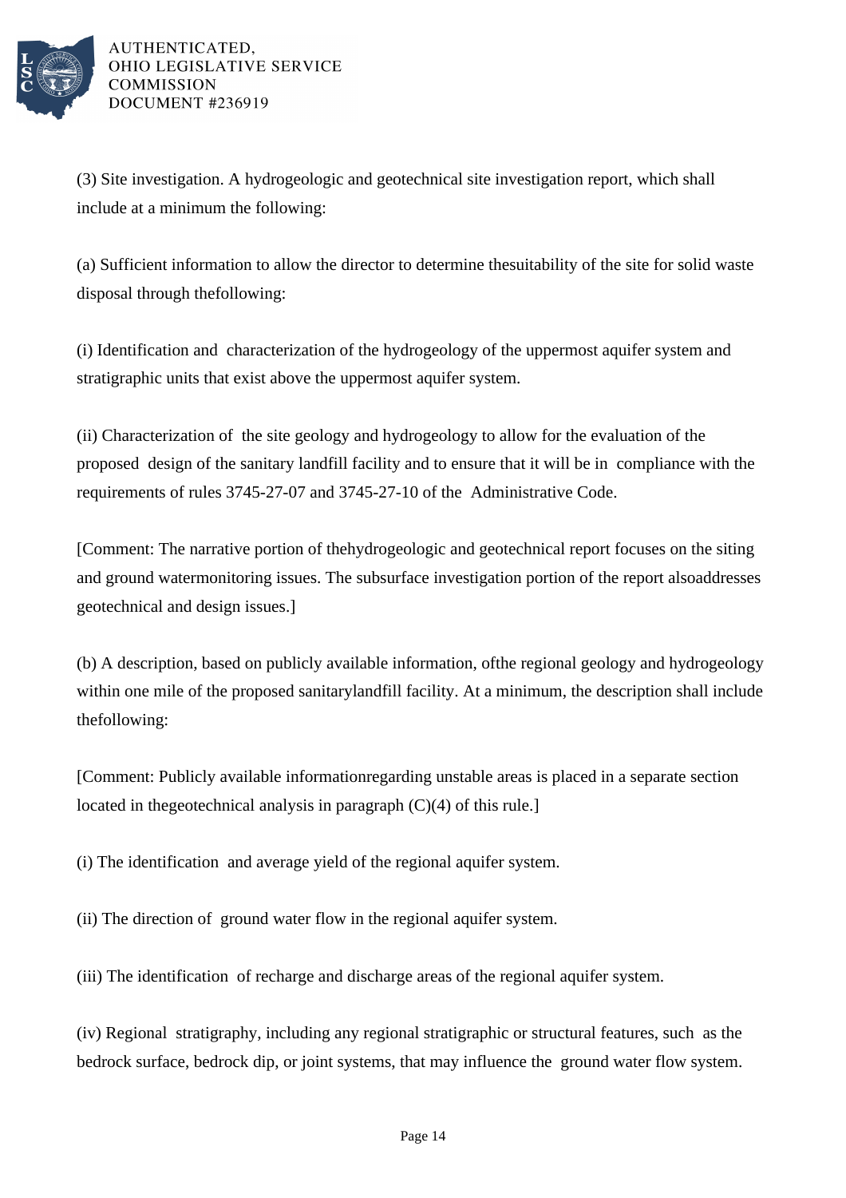(3) Site investigation. A hydrogeologic and geotechnical site investigation report, which shall include at a minimum the following:

(a) Sufficient information to allow the director to determine thesuitability of the site for solid waste disposal through thefollowing:

(i) Identification and characterization of the hydrogeology of the uppermost aquifer system and stratigraphic units that exist above the uppermost aquifer system.

(ii) Characterization of the site geology and hydrogeology to allow for the evaluation of the proposed design of the sanitary landfill facility and to ensure that it will be in compliance with the requirements of rules 3745-27-07 and 3745-27-10 of the Administrative Code.

[Comment: The narrative portion of thehydrogeologic and geotechnical report focuses on the siting and ground watermonitoring issues. The subsurface investigation portion of the report alsoaddresses geotechnical and design issues.]

(b) A description, based on publicly available information, ofthe regional geology and hydrogeology within one mile of the proposed sanitarylandfill facility. At a minimum, the description shall include thefollowing:

[Comment: Publicly available informationregarding unstable areas is placed in a separate section located in thegeotechnical analysis in paragraph (C)(4) of this rule.]

(i) The identification and average yield of the regional aquifer system.

(ii) The direction of ground water flow in the regional aquifer system.

(iii) The identification of recharge and discharge areas of the regional aquifer system.

(iv) Regional stratigraphy, including any regional stratigraphic or structural features, such as the bedrock surface, bedrock dip, or joint systems, that may influence the ground water flow system.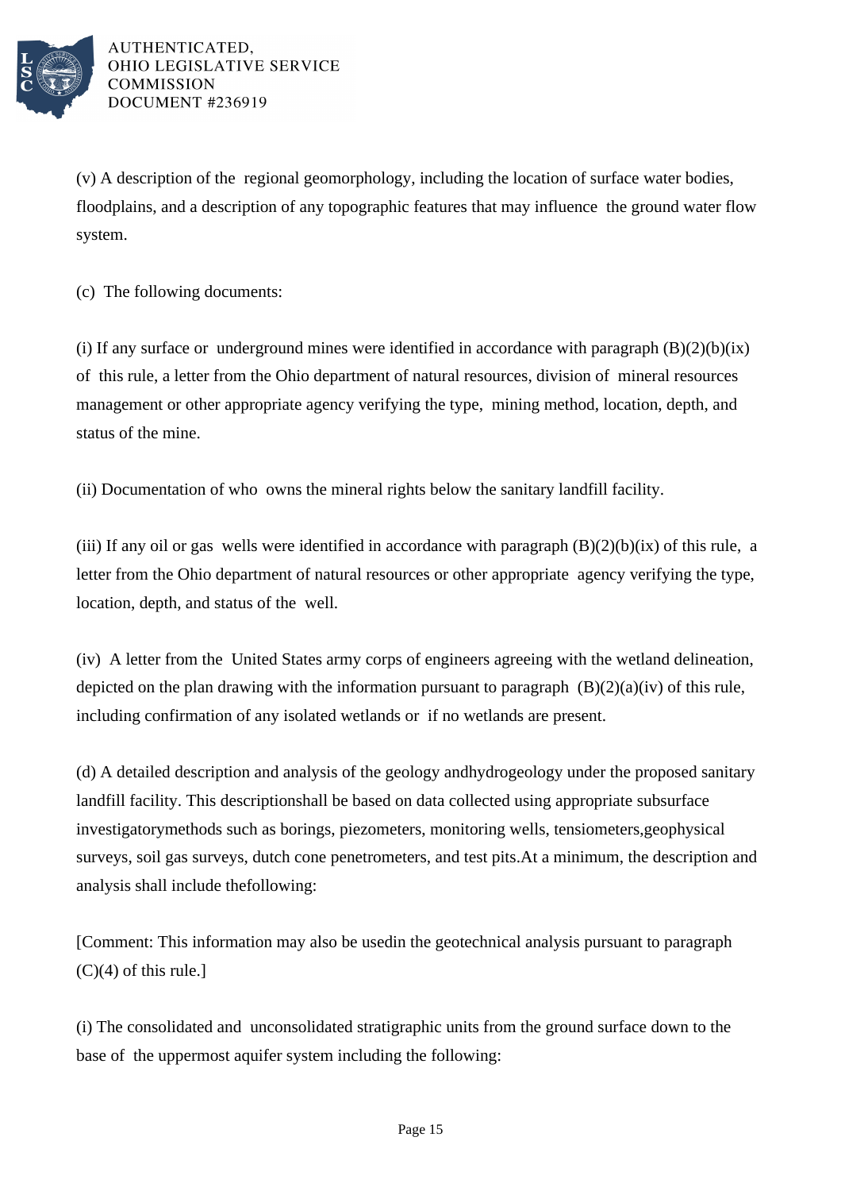(v) A description of the regional geomorphology, including the location of surface water bodies, floodplains, and a description of any topographic features that may influence the ground water flow system.

(c) The following documents:

(i) If any surface or underground mines were identified in accordance with paragraph (B)(2)(b)(ix) of this rule, a letter from the Ohio department of natural resources, division of mineral resources management or other appropriate agency verifying the type, mining method, location, depth, and status of the mine.

(ii) Documentation of who owns the mineral rights below the sanitary landfill facility.

(iii) If any oil or gas wells were identified in accordance with paragraph (B)(2)(b)(ix) of this rule, a letter from the Ohio department of natural resources or other appropriate agency verifying the type, location, depth, and status of the well.

(iv) A letter from the United States army corps of engineers agreeing with the wetland delineation, depicted on the plan drawing with the information pursuant to paragraph (B)(2)(a)(iv) of this rule, including confirmation of any isolated wetlands or if no wetlands are present.

(d) A detailed description and analysis of the geology andhydrogeology under the proposed sanitary landfill facility. This descriptionshall be based on data collected using appropriate subsurface investigatorymethods such as borings, piezometers, monitoring wells, tensiometers,geophysical surveys, soil gas surveys, dutch cone penetrometers, and test pits.At a minimum, the description and analysis shall include thefollowing:

[Comment: This information may also be usedin the geotechnical analysis pursuant to paragraph (C)(4) of this rule.]

(i) The consolidated and unconsolidated stratigraphic units from the ground surface down to the base of the uppermost aquifer system including the following: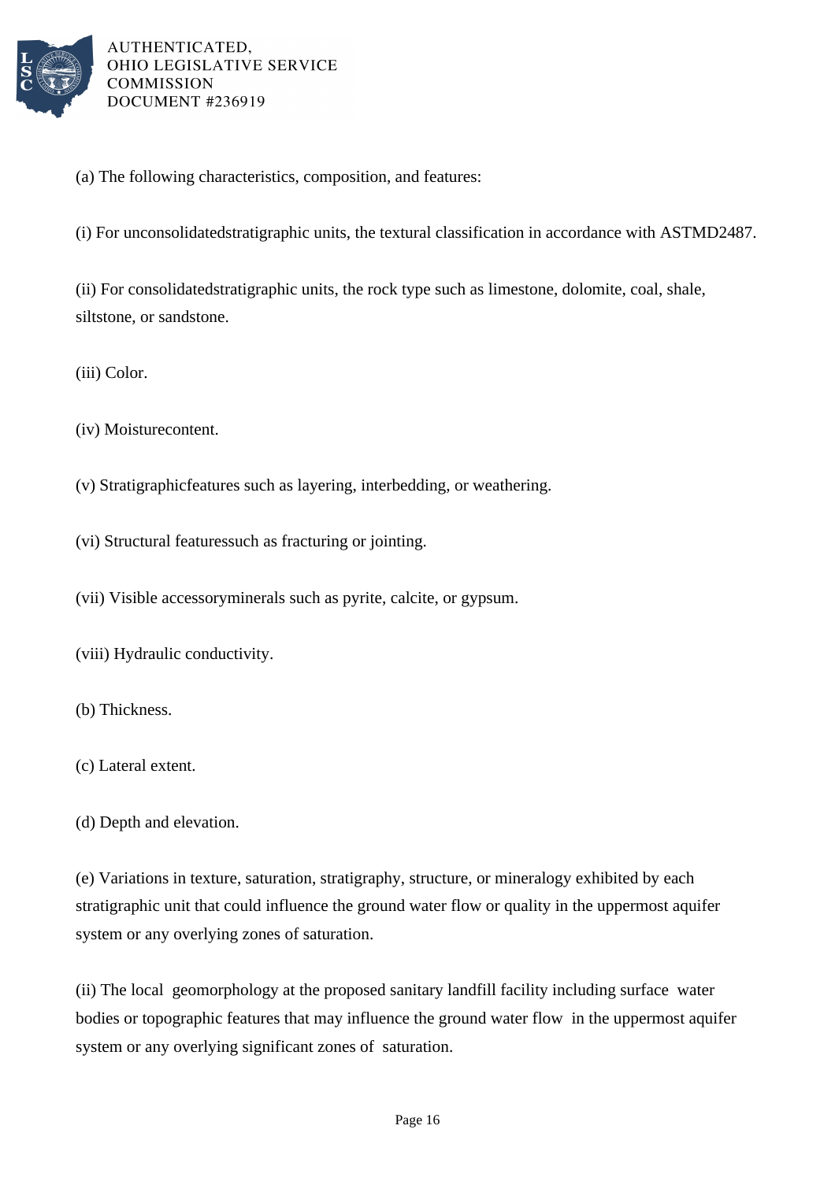(a) The following characteristics, composition, and features:

(i) For unconsolidatedstratigraphic units, the textural classification in accordance with ASTMD2487.

(ii) For consolidatedstratigraphic units, the rock type such as limestone, dolomite, coal, shale, siltstone, or sandstone.

(iii) Color.

(iv) Moisturecontent.

(v) Stratigraphicfeatures such as layering, interbedding, or weathering.

(vi) Structural featuressuch as fracturing or jointing.

(vii) Visible accessoryminerals such as pyrite, calcite, or gypsum.

(viii) Hydraulic conductivity.

(b) Thickness.

(c) Lateral extent.

(d) Depth and elevation.

(e) Variations in texture, saturation, stratigraphy, structure, or mineralogy exhibited by each stratigraphic unit that could influence the ground water flow or quality in the uppermost aquifer system or any overlying zones of saturation.

(ii) The local geomorphology at the proposed sanitary landfill facility including surface water bodies or topographic features that may influence the ground water flow in the uppermost aquifer system or any overlying significant zones of saturation.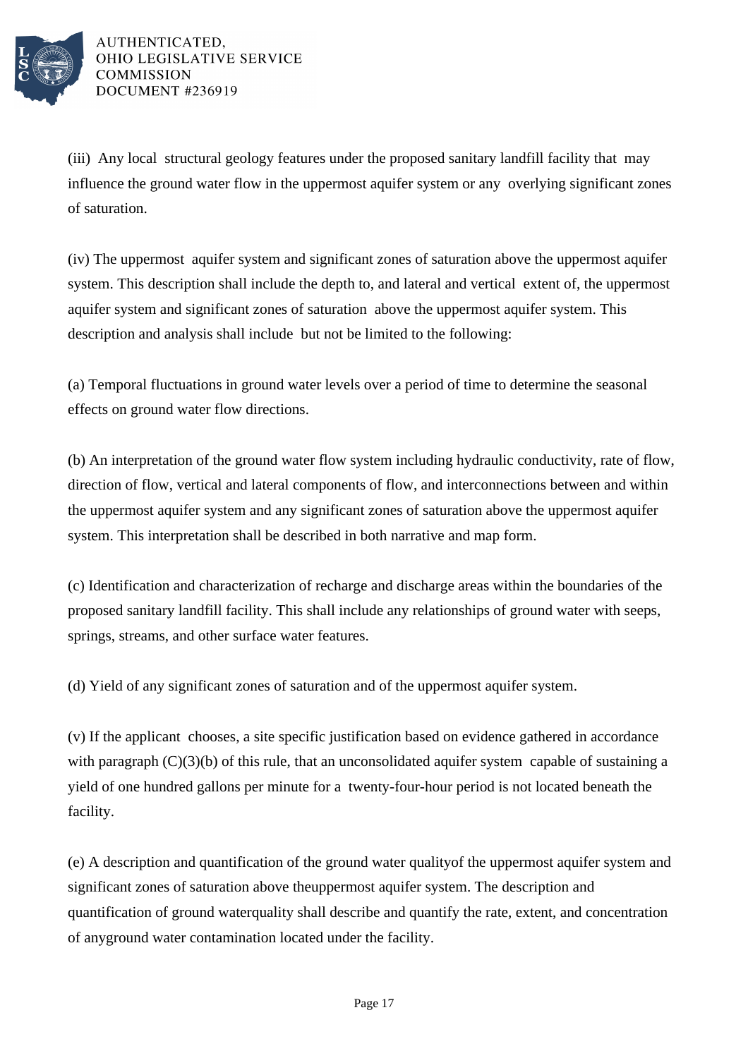(iii) Any local structural geology features under the proposed sanitary landfill facility that may influence the ground water flow in the uppermost aquifer system or any overlying significant zones of saturation.

(iv) The uppermost aquifer system and significant zones of saturation above the uppermost aquifer system. This description shall include the depth to, and lateral and vertical extent of, the uppermost aquifer system and significant zones of saturation above the uppermost aquifer system. This description and analysis shall include but not be limited to the following:

(a) Temporal fluctuations in ground water levels over a period of time to determine the seasonal effects on ground water flow directions.

(b) An interpretation of the ground water flow system including hydraulic conductivity, rate of flow, direction of flow, vertical and lateral components of flow, and interconnections between and within the uppermost aquifer system and any significant zones of saturation above the uppermost aquifer system. This interpretation shall be described in both narrative and map form.

(c) Identification and characterization of recharge and discharge areas within the boundaries of the proposed sanitary landfill facility. This shall include any relationships of ground water with seeps, springs, streams, and other surface water features.

(d) Yield of any significant zones of saturation and of the uppermost aquifer system.

(v) If the applicant chooses, a site specific justification based on evidence gathered in accordance with paragraph (C)(3)(b) of this rule, that an unconsolidated aquifer system capable of sustaining a yield of one hundred gallons per minute for a twenty-four-hour period is not located beneath the facility.

(e) A description and quantification of the ground water qualityof the uppermost aquifer system and significant zones of saturation above theuppermost aquifer system. The description and quantification of ground waterquality shall describe and quantify the rate, extent, and concentration of anyground water contamination located under the facility.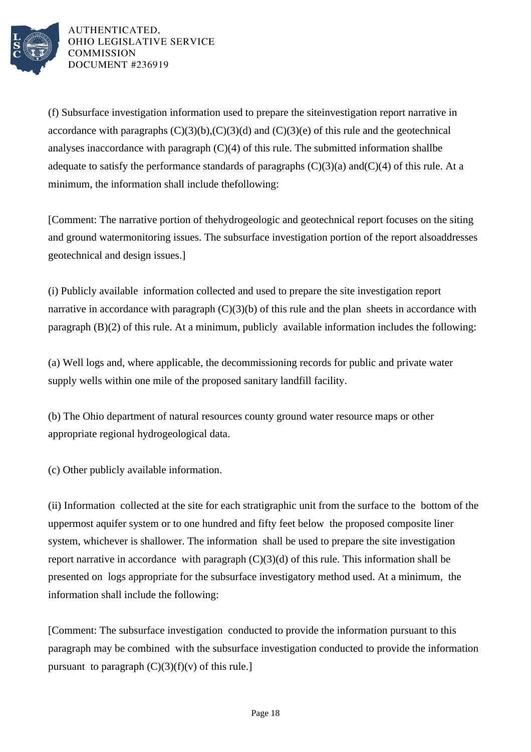(f) Subsurface investigation information used to prepare the siteinvestigation report narrative in accordance with paragraphs (C)(3)(b),(C)(3)(d) and (C)(3)(e) of this rule and the geotechnical analyses inaccordance with paragraph (C)(4) of this rule. The submitted information shallbe adequate to satisfy the performance standards of paragraphs (C)(3)(a) and(C)(4) of this rule. At a minimum, the information shall include thefollowing:

[Comment: The narrative portion of thehydrogeologic and geotechnical report focuses on the siting and ground watermonitoring issues. The subsurface investigation portion of the report alsoaddresses geotechnical and design issues.]

(i) Publicly available information collected and used to prepare the site investigation report narrative in accordance with paragraph (C)(3)(b) of this rule and the plan sheets in accordance with paragraph (B)(2) of this rule. At a minimum, publicly available information includes the following:

(a) Well logs and, where applicable, the decommissioning records for public and private water supply wells within one mile of the proposed sanitary landfill facility.

(b) The Ohio department of natural resources county ground water resource maps or other appropriate regional hydrogeological data.

(c) Other publicly available information.

(ii) Information collected at the site for each stratigraphic unit from the surface to the bottom of the uppermost aquifer system or to one hundred and fifty feet below the proposed composite liner system, whichever is shallower. The information shall be used to prepare the site investigation report narrative in accordance with paragraph (C)(3)(d) of this rule. This information shall be presented on logs appropriate for the subsurface investigatory method used. At a minimum, the information shall include the following:

[Comment: The subsurface investigation conducted to provide the information pursuant to this paragraph may be combined with the subsurface investigation conducted to provide the information pursuant to paragraph (C)(3)(f)(v) of this rule.]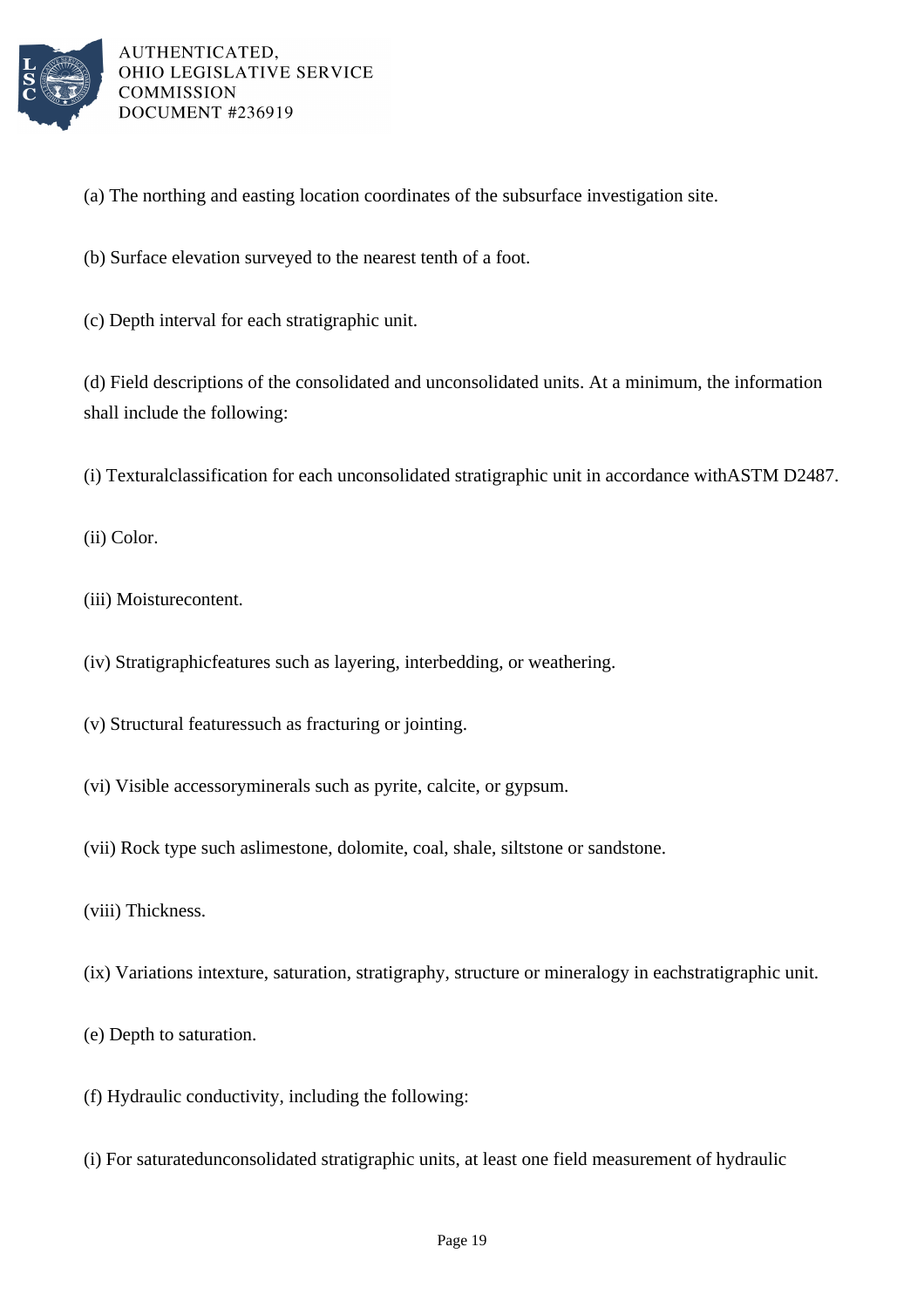(a) The northing and easting location coordinates of the subsurface investigation site.

(b) Surface elevation surveyed to the nearest tenth of a foot.

(c) Depth interval for each stratigraphic unit.

(d) Field descriptions of the consolidated and unconsolidated units. At a minimum, the information shall include the following:

(i) Texturalclassification for each unconsolidated stratigraphic unit in accordance withASTM D2487.

(ii) Color.

(iii) Moisturecontent.

(iv) Stratigraphicfeatures such as layering, interbedding, or weathering.

(v) Structural featuressuch as fracturing or jointing.

(vi) Visible accessoryminerals such as pyrite, calcite, or gypsum.

(vii) Rock type such aslimestone, dolomite, coal, shale, siltstone or sandstone.

(viii) Thickness.

(ix) Variations intexture, saturation, stratigraphy, structure or mineralogy in eachstratigraphic unit.

(e) Depth to saturation.

(f) Hydraulic conductivity, including the following:

(i) For saturatedunconsolidated stratigraphic units, at least one field measurement of hydraulic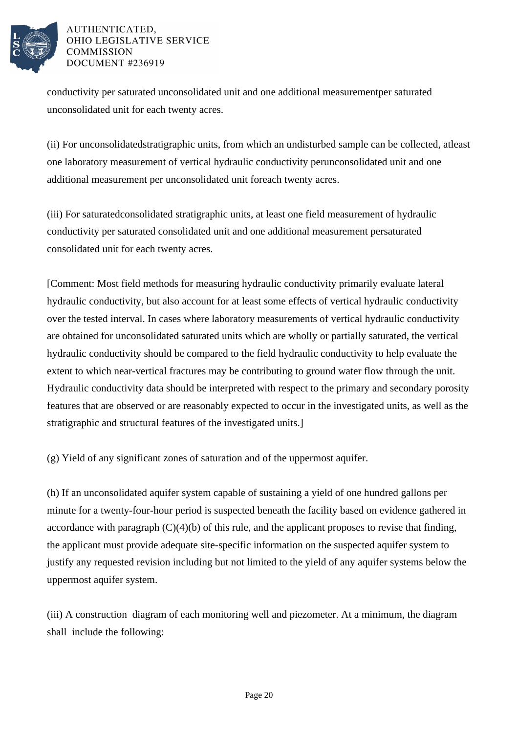conductivity per saturated unconsolidated unit and one additional measurementper saturated unconsolidated unit for each twenty acres.

(ii) For unconsolidatedstratigraphic units, from which an undisturbed sample can be collected, atleast one laboratory measurement of vertical hydraulic conductivity perunconsolidated unit and one additional measurement per unconsolidated unit foreach twenty acres.

(iii) For saturatedconsolidated stratigraphic units, at least one field measurement of hydraulic conductivity per saturated consolidated unit and one additional measurement persaturated consolidated unit for each twenty acres.

[Comment: Most field methods for measuring hydraulic conductivity primarily evaluate lateral hydraulic conductivity, but also account for at least some effects of vertical hydraulic conductivity over the tested interval. In cases where laboratory measurements of vertical hydraulic conductivity are obtained for unconsolidated saturated units which are wholly or partially saturated, the vertical hydraulic conductivity should be compared to the field hydraulic conductivity to help evaluate the extent to which near-vertical fractures may be contributing to ground water flow through the unit. Hydraulic conductivity data should be interpreted with respect to the primary and secondary porosity features that are observed or are reasonably expected to occur in the investigated units, as well as the stratigraphic and structural features of the investigated units.]

(g) Yield of any significant zones of saturation and of the uppermost aquifer.

(h) If an unconsolidated aquifer system capable of sustaining a yield of one hundred gallons per minute for a twenty-four-hour period is suspected beneath the facility based on evidence gathered in accordance with paragraph (C)(4)(b) of this rule, and the applicant proposes to revise that finding, the applicant must provide adequate site-specific information on the suspected aquifer system to justify any requested revision including but not limited to the yield of any aquifer systems below the uppermost aquifer system.

(iii) A construction diagram of each monitoring well and piezometer. At a minimum, the diagram shall include the following: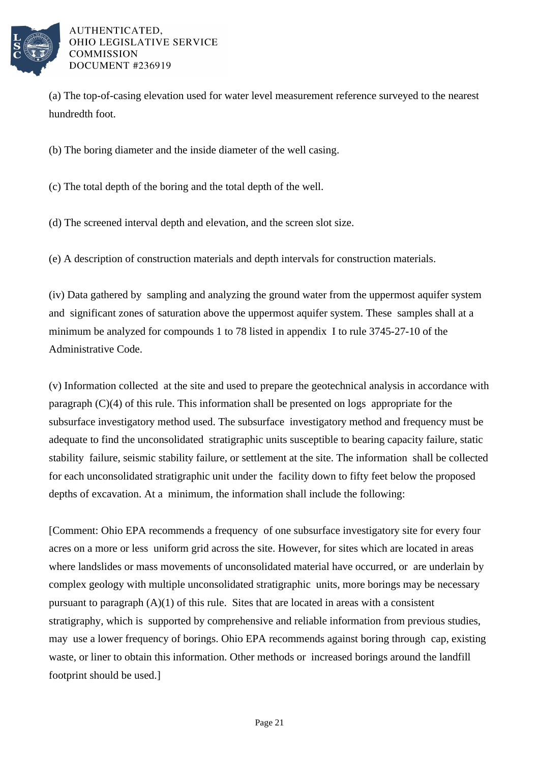(a) The top-of-casing elevation used for water level measurement reference surveyed to the nearest hundredth foot.

(b) The boring diameter and the inside diameter of the well casing.

(c) The total depth of the boring and the total depth of the well.

(d) The screened interval depth and elevation, and the screen slot size.

(e) A description of construction materials and depth intervals for construction materials.

(iv) Data gathered by sampling and analyzing the ground water from the uppermost aquifer system and significant zones of saturation above the uppermost aquifer system. These samples shall at a minimum be analyzed for compounds 1 to 78 listed in appendix I to rule 3745-27-10 of the Administrative Code.

(v) Information collected at the site and used to prepare the geotechnical analysis in accordance with paragraph (C)(4) of this rule. This information shall be presented on logs appropriate for the subsurface investigatory method used. The subsurface investigatory method and frequency must be adequate to find the unconsolidated stratigraphic units susceptible to bearing capacity failure, static stability failure, seismic stability failure, or settlement at the site. The information shall be collected for each unconsolidated stratigraphic unit under the facility down to fifty feet below the proposed depths of excavation. At a minimum, the information shall include the following:

[Comment: Ohio EPA recommends a frequency of one subsurface investigatory site for every four acres on a more or less uniform grid across the site. However, for sites which are located in areas where landslides or mass movements of unconsolidated material have occurred, or are underlain by complex geology with multiple unconsolidated stratigraphic units, more borings may be necessary pursuant to paragraph (A)(1) of this rule. Sites that are located in areas with a consistent stratigraphy, which is supported by comprehensive and reliable information from previous studies, may use a lower frequency of borings. Ohio EPA recommends against boring through cap, existing waste, or liner to obtain this information. Other methods or increased borings around the landfill footprint should be used.]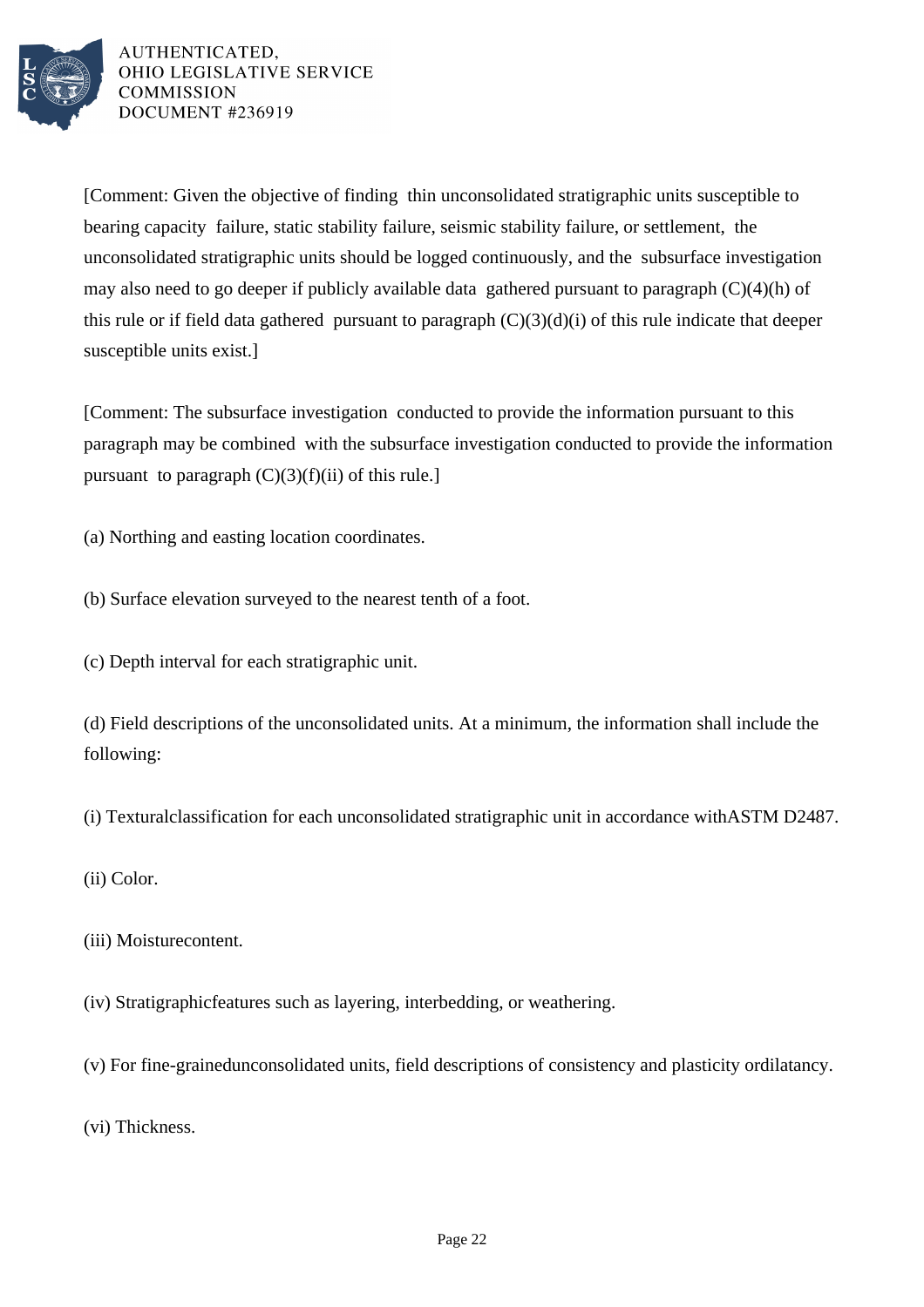[Comment: Given the objective of finding thin unconsolidated stratigraphic units susceptible to bearing capacity failure, static stability failure, seismic stability failure, or settlement, the unconsolidated stratigraphic units should be logged continuously, and the subsurface investigation may also need to go deeper if publicly available data gathered pursuant to paragraph (C)(4)(h) of this rule or if field data gathered pursuant to paragraph (C)(3)(d)(i) of this rule indicate that deeper susceptible units exist.]

[Comment: The subsurface investigation conducted to provide the information pursuant to this paragraph may be combined with the subsurface investigation conducted to provide the information pursuant to paragraph (C)(3)(f)(ii) of this rule.]

(a) Northing and easting location coordinates.

(b) Surface elevation surveyed to the nearest tenth of a foot.

(c) Depth interval for each stratigraphic unit.

(d) Field descriptions of the unconsolidated units. At a minimum, the information shall include the following:

(i) Textural classification for each unconsolidated stratigraphic unit in accordance with ASTM D2487.

(ii) Color.

(iii) Moisture content.

(iv) Stratigraphic features such as layering, interbedding, or weathering.

(v) For fine-grained unconsolidated units, field descriptions of consistency and plasticity or dilatancy.

(vi) Thickness.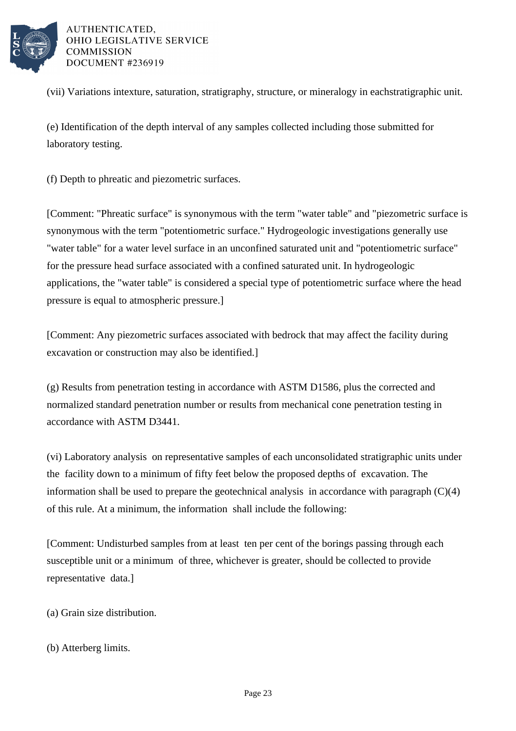(vii) Variations intexture, saturation, stratigraphy, structure, or mineralogy in eachstratigraphic unit.

(e) Identification of the depth interval of any samples collected including those submitted for laboratory testing.

(f) Depth to phreatic and piezometric surfaces.

[Comment: "Phreatic surface" is synonymous with the term "water table" and "piezometric surface is synonymous with the term "potentiometric surface." Hydrogeologic investigations generally use "water table" for a water level surface in an unconfined saturated unit and "potentiometric surface" for the pressure head surface associated with a confined saturated unit. In hydrogeologic applications, the "water table" is considered a special type of potentiometric surface where the head pressure is equal to atmospheric pressure.]

[Comment: Any piezometric surfaces associated with bedrock that may affect the facility during excavation or construction may also be identified.]

(g) Results from penetration testing in accordance with ASTM D1586, plus the corrected and normalized standard penetration number or results from mechanical cone penetration testing in accordance with ASTM D3441.

(vi) Laboratory analysis on representative samples of each unconsolidated stratigraphic units under the facility down to a minimum of fifty feet below the proposed depths of excavation. The information shall be used to prepare the geotechnical analysis in accordance with paragraph (C)(4) of this rule. At a minimum, the information shall include the following:

[Comment: Undisturbed samples from at least ten per cent of the borings passing through each susceptible unit or a minimum of three, whichever is greater, should be collected to provide representative data.]

(a) Grain size distribution.

(b) Atterberg limits.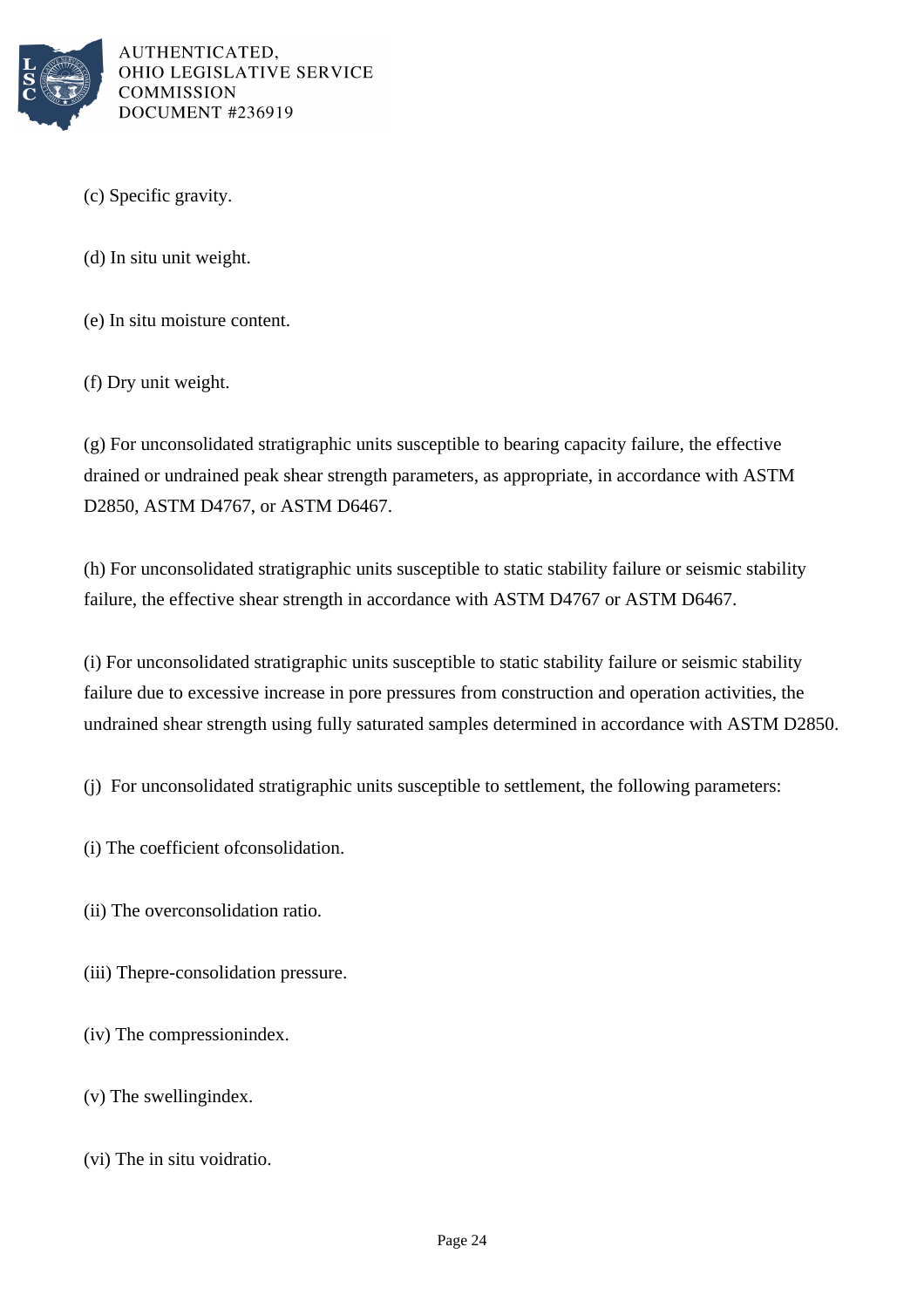(c) Specific gravity.

(d) In situ unit weight.

(e) In situ moisture content.

(f) Dry unit weight.

(g) For unconsolidated stratigraphic units susceptible to bearing capacity failure, the effective drained or undrained peak shear strength parameters, as appropriate, in accordance with ASTM D2850, ASTM D4767, or ASTM D6467.

(h) For unconsolidated stratigraphic units susceptible to static stability failure or seismic stability failure, the effective shear strength in accordance with ASTM D4767 or ASTM D6467.

(i) For unconsolidated stratigraphic units susceptible to static stability failure or seismic stability failure due to excessive increase in pore pressures from construction and operation activities, the undrained shear strength using fully saturated samples determined in accordance with ASTM D2850.

(j) For unconsolidated stratigraphic units susceptible to settlement, the following parameters:

(i) The coefficient ofconsolidation.

(ii) The overconsolidation ratio.

(iii) Thepre-consolidation pressure.

(iv) The compressionindex.

(v) The swellingindex.

(vi) The in situ voidratio.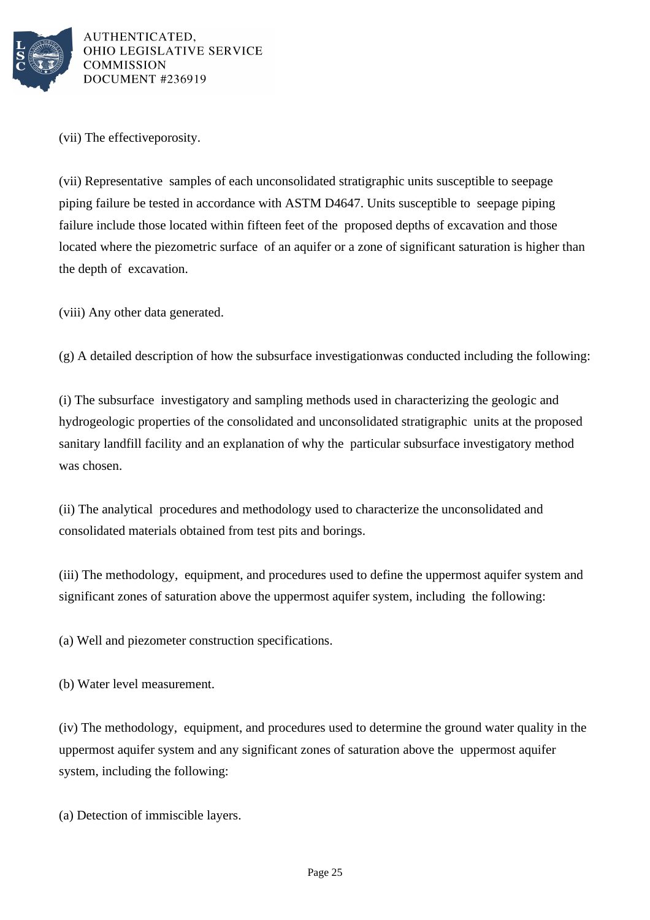(vii) The effectiveporosity.

(vii) Representative samples of each unconsolidated stratigraphic units susceptible to seepage piping failure be tested in accordance with ASTM D4647. Units susceptible to seepage piping failure include those located within fifteen feet of the proposed depths of excavation and those located where the piezometric surface of an aquifer or a zone of significant saturation is higher than the depth of excavation.

(viii) Any other data generated.

(g) A detailed description of how the subsurface investigationwas conducted including the following:

(i) The subsurface investigatory and sampling methods used in characterizing the geologic and hydrogeologic properties of the consolidated and unconsolidated stratigraphic units at the proposed sanitary landfill facility and an explanation of why the particular subsurface investigatory method was chosen.

(ii) The analytical procedures and methodology used to characterize the unconsolidated and consolidated materials obtained from test pits and borings.

(iii) The methodology, equipment, and procedures used to define the uppermost aquifer system and significant zones of saturation above the uppermost aquifer system, including the following:

(a) Well and piezometer construction specifications.

(b) Water level measurement.

(iv) The methodology, equipment, and procedures used to determine the ground water quality in the uppermost aquifer system and any significant zones of saturation above the uppermost aquifer system, including the following:

(a) Detection of immiscible layers.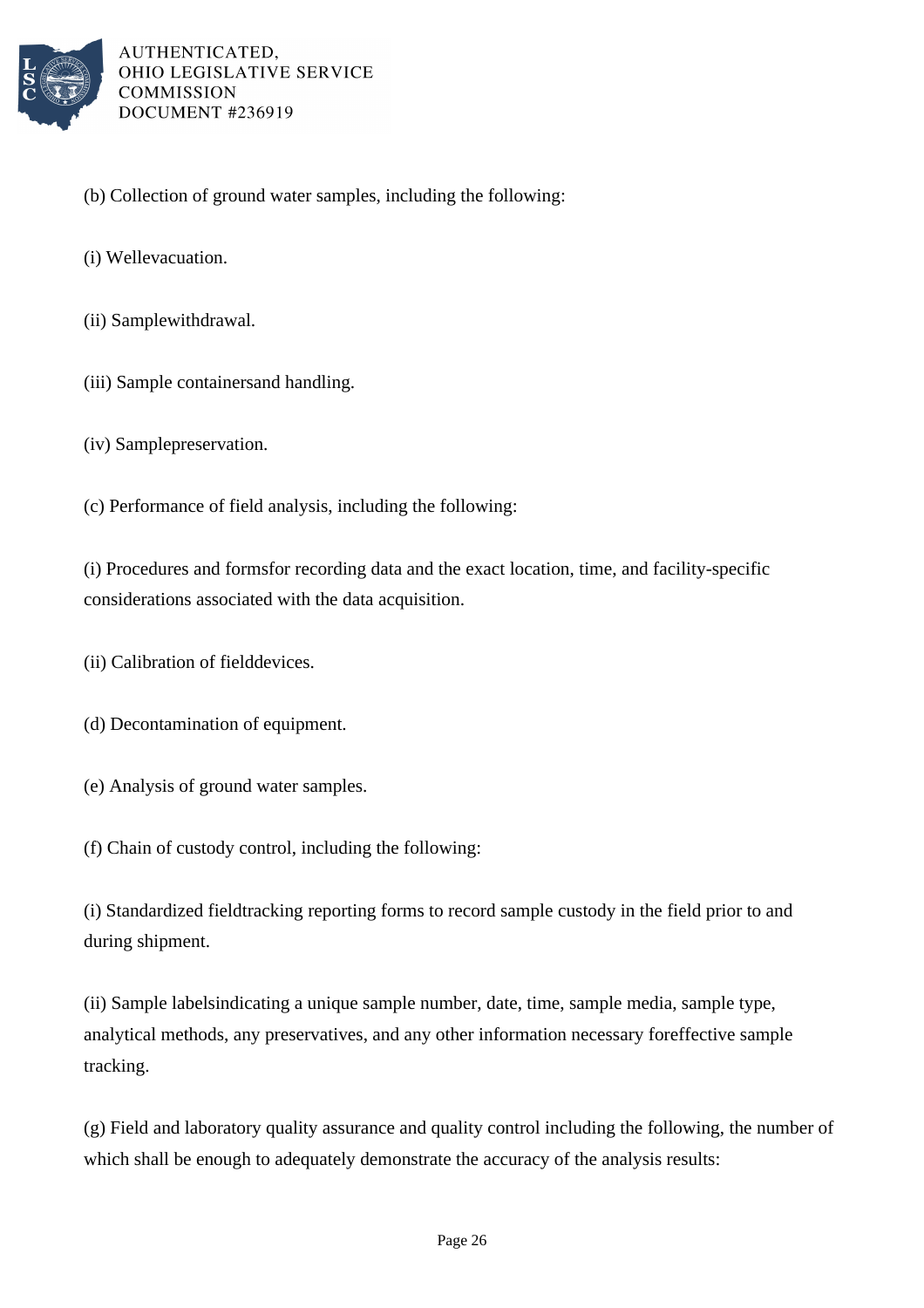(b) Collection of ground water samples, including the following:

(i) Wellevacuation.

(ii) Samplewithdrawal.

(iii) Sample containersand handling.

(iv) Samplepreservation.

(c) Performance of field analysis, including the following:

(i) Procedures and formsfor recording data and the exact location, time, and facility-specific considerations associated with the data acquisition.

(ii) Calibration of fielddevices.

(d) Decontamination of equipment.

(e) Analysis of ground water samples.

(f) Chain of custody control, including the following:

(i) Standardized fieldtracking reporting forms to record sample custody in the field prior to and during shipment.

(ii) Sample labelsindicating a unique sample number, date, time, sample media, sample type, analytical methods, any preservatives, and any other information necessary foreffective sample tracking.

(g) Field and laboratory quality assurance and quality control including the following, the number of which shall be enough to adequately demonstrate the accuracy of the analysis results: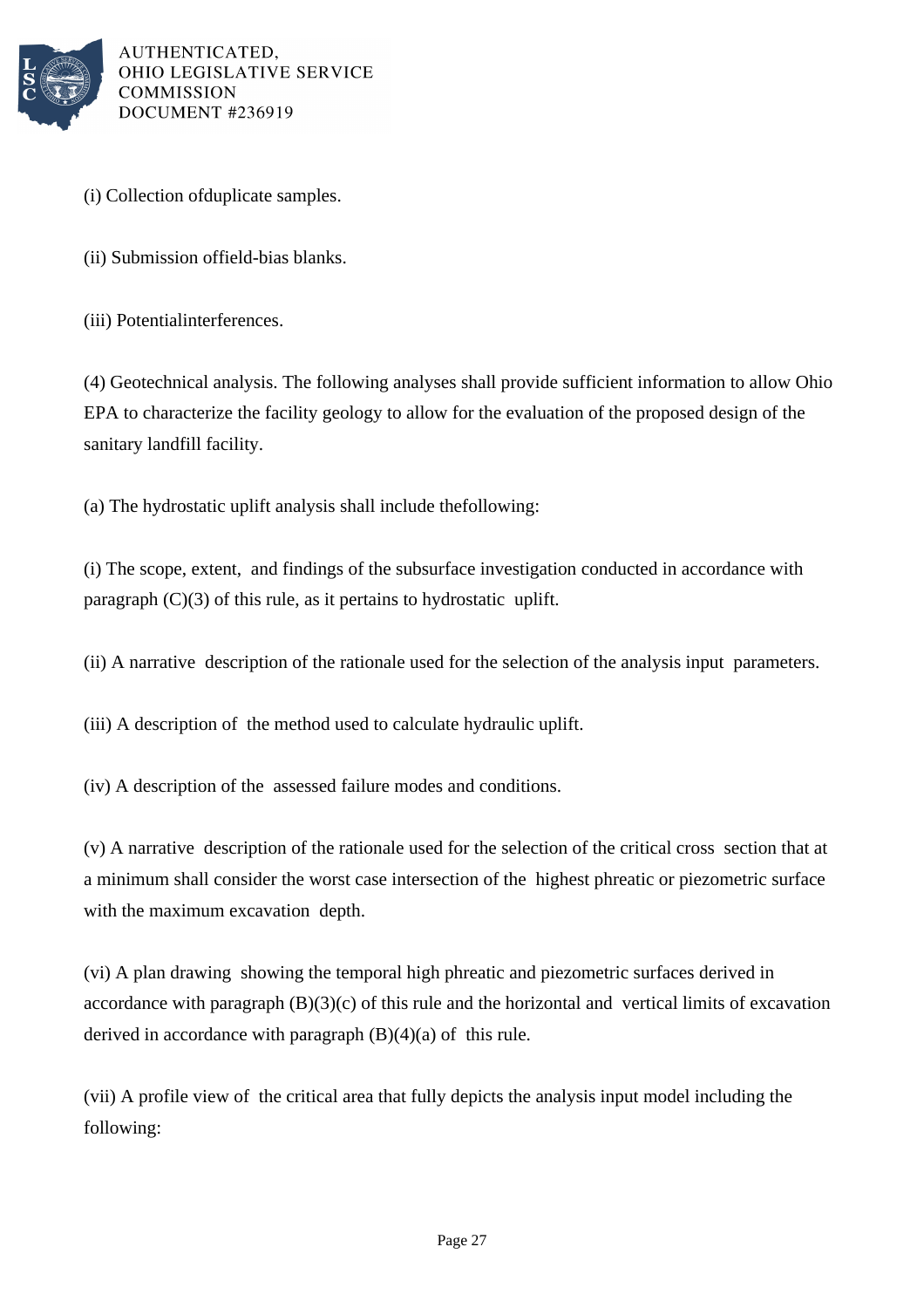(i) Collection ofduplicate samples.

(ii) Submission offield-bias blanks.

(iii) Potentialinterferences.

(4) Geotechnical analysis. The following analyses shall provide sufficient information to allow Ohio EPA to characterize the facility geology to allow for the evaluation of the proposed design of the sanitary landfill facility.

(a) The hydrostatic uplift analysis shall include thefollowing:

(i) The scope, extent, and findings of the subsurface investigation conducted in accordance with paragraph (C)(3) of this rule, as it pertains to hydrostatic uplift.

(ii) A narrative description of the rationale used for the selection of the analysis input parameters.

(iii) A description of the method used to calculate hydraulic uplift.

(iv) A description of the assessed failure modes and conditions.

(v) A narrative description of the rationale used for the selection of the critical cross section that at a minimum shall consider the worst case intersection of the highest phreatic or piezometric surface with the maximum excavation depth.

(vi) A plan drawing showing the temporal high phreatic and piezometric surfaces derived in accordance with paragraph (B)(3)(c) of this rule and the horizontal and vertical limits of excavation derived in accordance with paragraph (B)(4)(a) of this rule.

(vii) A profile view of the critical area that fully depicts the analysis input model including the following: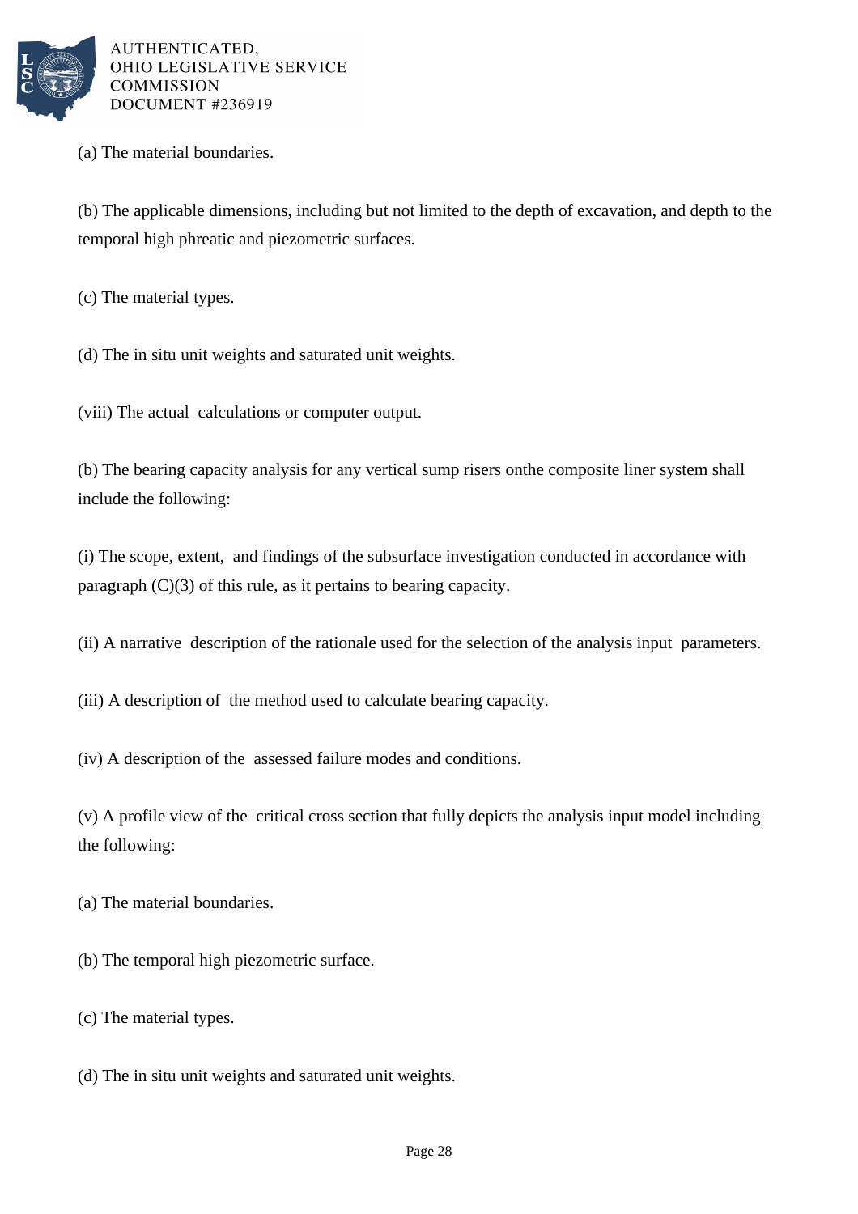(a) The material boundaries.

(b) The applicable dimensions, including but not limited to the depth of excavation, and depth to the temporal high phreatic and piezometric surfaces.

(c) The material types.

(d) The in situ unit weights and saturated unit weights.

(viii) The actual calculations or computer output.

(b) The bearing capacity analysis for any vertical sump risers onthe composite liner system shall include the following:

(i) The scope, extent, and findings of the subsurface investigation conducted in accordance with paragraph (C)(3) of this rule, as it pertains to bearing capacity.

(ii) A narrative description of the rationale used for the selection of the analysis input parameters.

(iii) A description of the method used to calculate bearing capacity.

(iv) A description of the assessed failure modes and conditions.

(v) A profile view of the critical cross section that fully depicts the analysis input model including the following:

(a) The material boundaries.

(b) The temporal high piezometric surface.

(c) The material types.

(d) The in situ unit weights and saturated unit weights.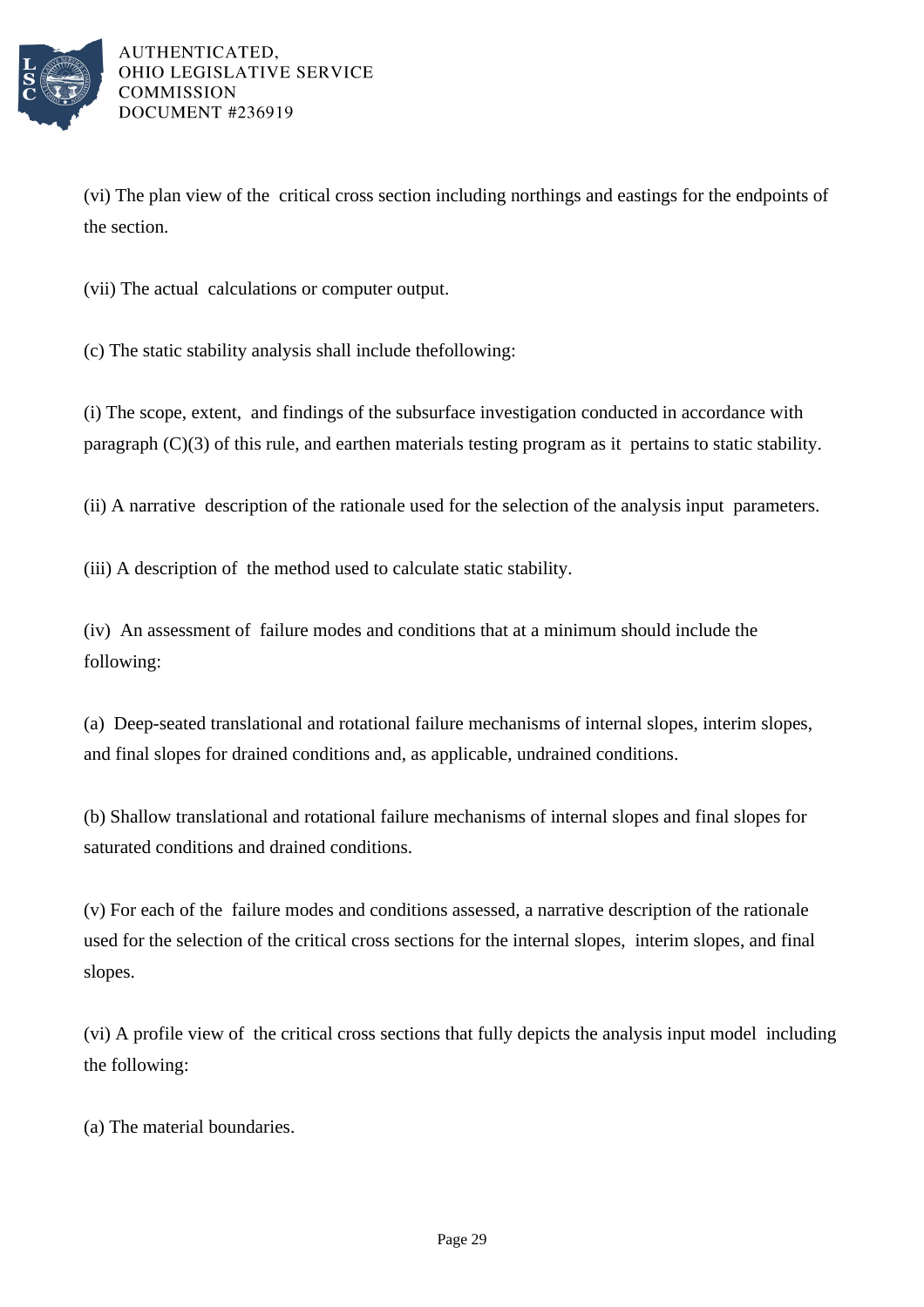(vi) The plan view of the critical cross section including northings and eastings for the endpoints of the section.

(vii) The actual calculations or computer output.

(c) The static stability analysis shall include thefollowing:

(i) The scope, extent, and findings of the subsurface investigation conducted in accordance with paragraph (C)(3) of this rule, and earthen materials testing program as it pertains to static stability.

(ii) A narrative description of the rationale used for the selection of the analysis input parameters.

(iii) A description of the method used to calculate static stability.

(iv) An assessment of failure modes and conditions that at a minimum should include the following:

(a) Deep-seated translational and rotational failure mechanisms of internal slopes, interim slopes, and final slopes for drained conditions and, as applicable, undrained conditions.

(b) Shallow translational and rotational failure mechanisms of internal slopes and final slopes for saturated conditions and drained conditions.

(v) For each of the failure modes and conditions assessed, a narrative description of the rationale used for the selection of the critical cross sections for the internal slopes, interim slopes, and final slopes.

(vi) A profile view of the critical cross sections that fully depicts the analysis input model including the following:

(a) The material boundaries.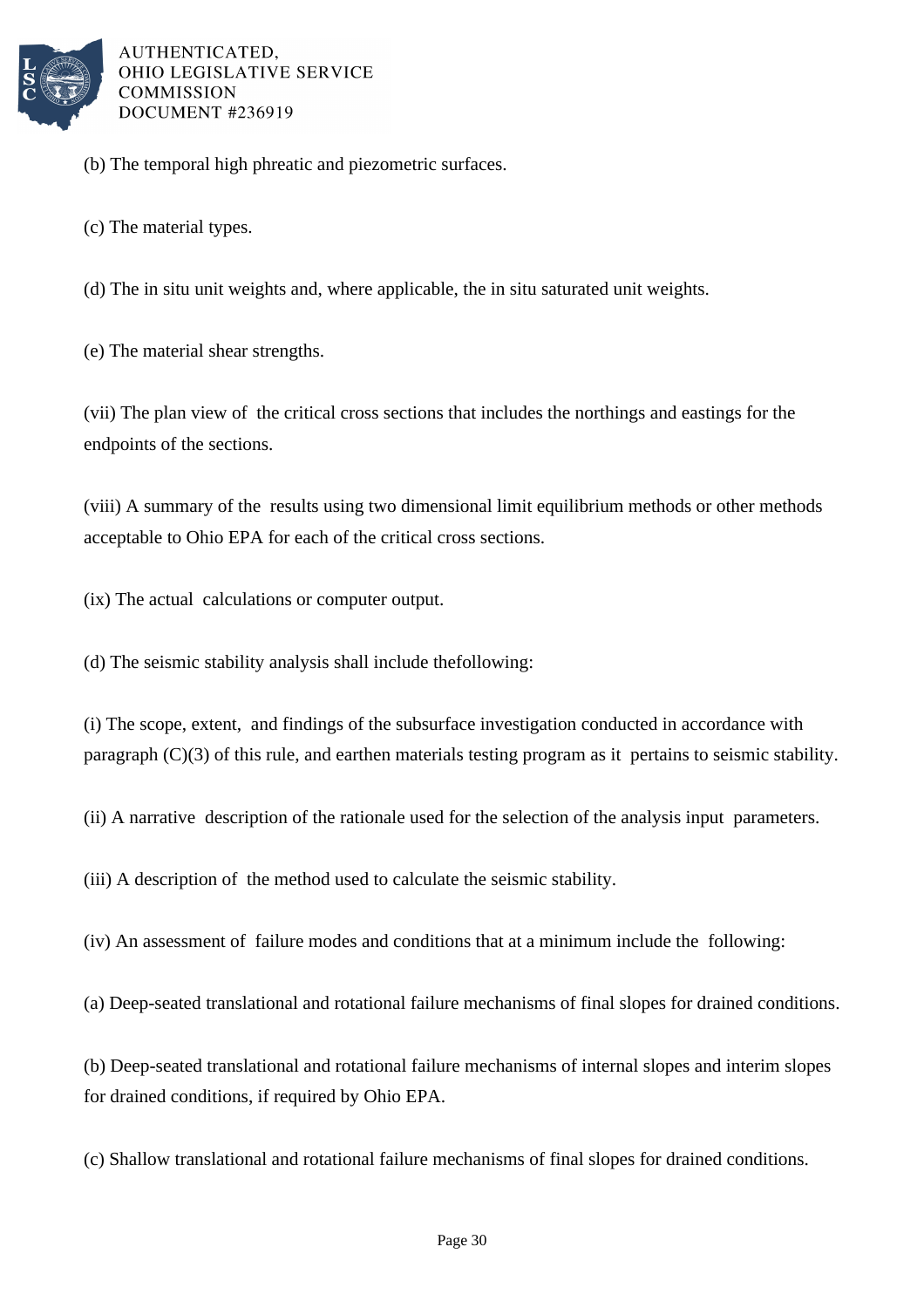(b) The temporal high phreatic and piezometric surfaces.

(c) The material types.

(d) The in situ unit weights and, where applicable, the in situ saturated unit weights.

(e) The material shear strengths.

(vii) The plan view of the critical cross sections that includes the northings and eastings for the endpoints of the sections.

(viii) A summary of the results using two dimensional limit equilibrium methods or other methods acceptable to Ohio EPA for each of the critical cross sections.

(ix) The actual calculations or computer output.

(d) The seismic stability analysis shall include thefollowing:

(i) The scope, extent, and findings of the subsurface investigation conducted in accordance with paragraph (C)(3) of this rule, and earthen materials testing program as it pertains to seismic stability.

(ii) A narrative description of the rationale used for the selection of the analysis input parameters.

(iii) A description of the method used to calculate the seismic stability.

(iv) An assessment of failure modes and conditions that at a minimum include the following:

(a) Deep-seated translational and rotational failure mechanisms of final slopes for drained conditions.

(b) Deep-seated translational and rotational failure mechanisms of internal slopes and interim slopes for drained conditions, if required by Ohio EPA.

(c) Shallow translational and rotational failure mechanisms of final slopes for drained conditions.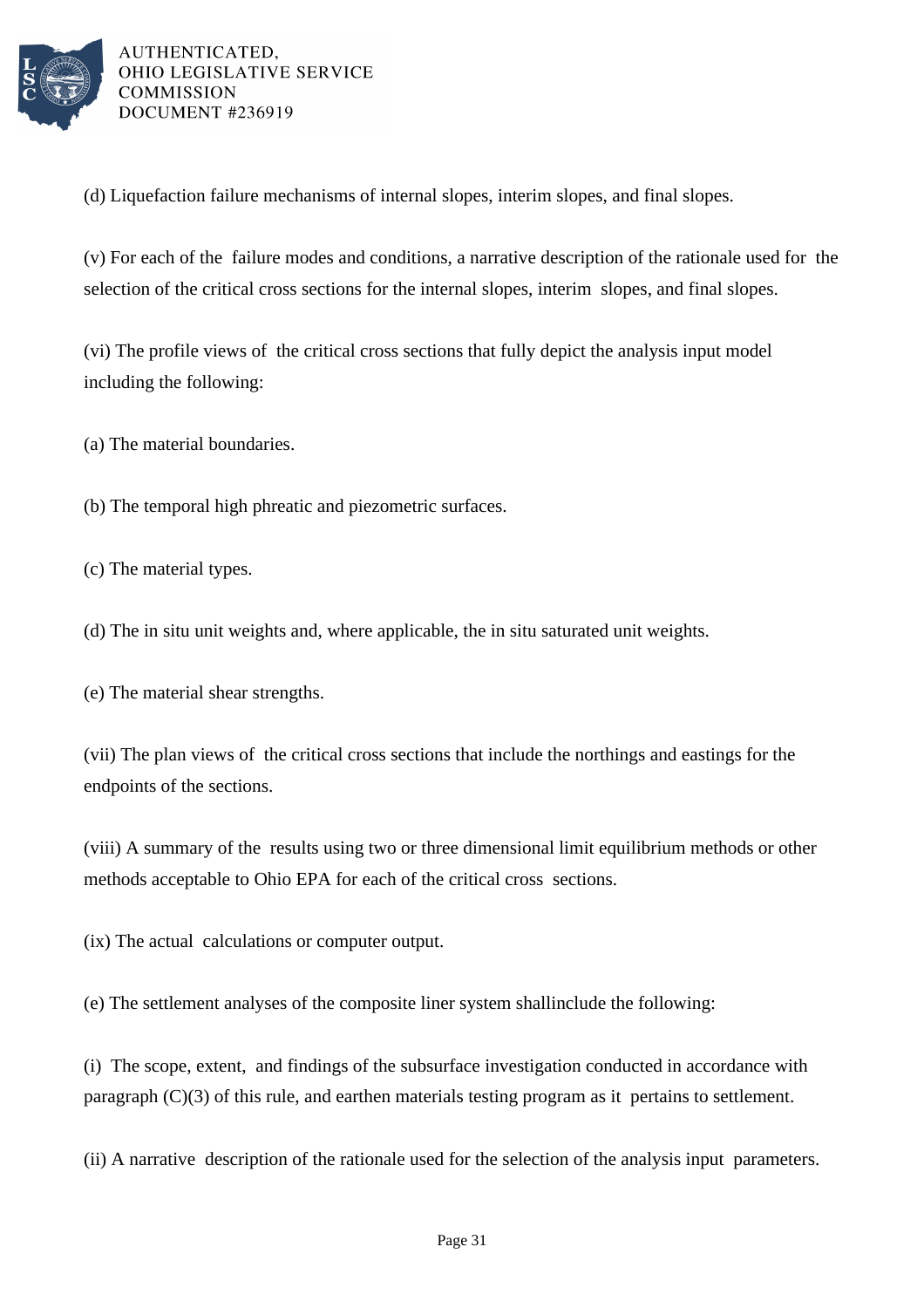(d) Liquefaction failure mechanisms of internal slopes, interim slopes, and final slopes.

(v) For each of the failure modes and conditions, a narrative description of the rationale used for the selection of the critical cross sections for the internal slopes, interim slopes, and final slopes.

(vi) The profile views of the critical cross sections that fully depict the analysis input model including the following:

(a) The material boundaries.

(b) The temporal high phreatic and piezometric surfaces.

(c) The material types.

(d) The in situ unit weights and, where applicable, the in situ saturated unit weights.

(e) The material shear strengths.

(vii) The plan views of the critical cross sections that include the northings and eastings for the endpoints of the sections.

(viii) A summary of the results using two or three dimensional limit equilibrium methods or other methods acceptable to Ohio EPA for each of the critical cross sections.

(ix) The actual calculations or computer output.

(e) The settlement analyses of the composite liner system shallinclude the following:

(i) The scope, extent, and findings of the subsurface investigation conducted in accordance with paragraph (C)(3) of this rule, and earthen materials testing program as it pertains to settlement.

(ii) A narrative description of the rationale used for the selection of the analysis input parameters.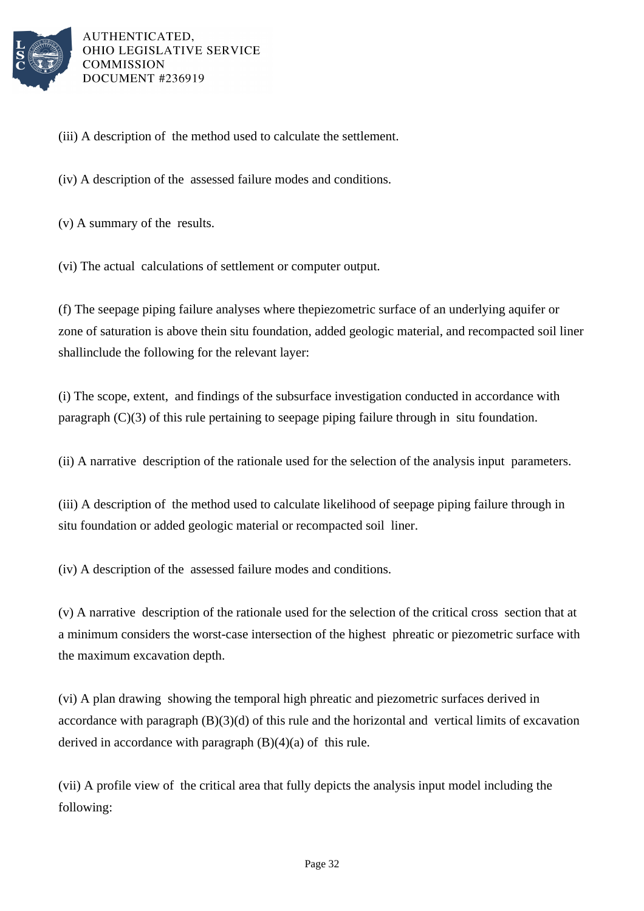(iii) A description of the method used to calculate the settlement.

(iv) A description of the assessed failure modes and conditions.

(v) A summary of the results.

(vi) The actual calculations of settlement or computer output.

(f) The seepage piping failure analyses where thepiezometric surface of an underlying aquifer or zone of saturation is above thein situ foundation, added geologic material, and recompacted soil liner shallinclude the following for the relevant layer:

(i) The scope, extent, and findings of the subsurface investigation conducted in accordance with paragraph (C)(3) of this rule pertaining to seepage piping failure through in situ foundation.

(ii) A narrative description of the rationale used for the selection of the analysis input parameters.

(iii) A description of the method used to calculate likelihood of seepage piping failure through in situ foundation or added geologic material or recompacted soil liner.

(iv) A description of the assessed failure modes and conditions.

(v) A narrative description of the rationale used for the selection of the critical cross section that at a minimum considers the worst-case intersection of the highest phreatic or piezometric surface with the maximum excavation depth.

(vi) A plan drawing showing the temporal high phreatic and piezometric surfaces derived in accordance with paragraph (B)(3)(d) of this rule and the horizontal and vertical limits of excavation derived in accordance with paragraph (B)(4)(a) of this rule.

(vii) A profile view of the critical area that fully depicts the analysis input model including the following: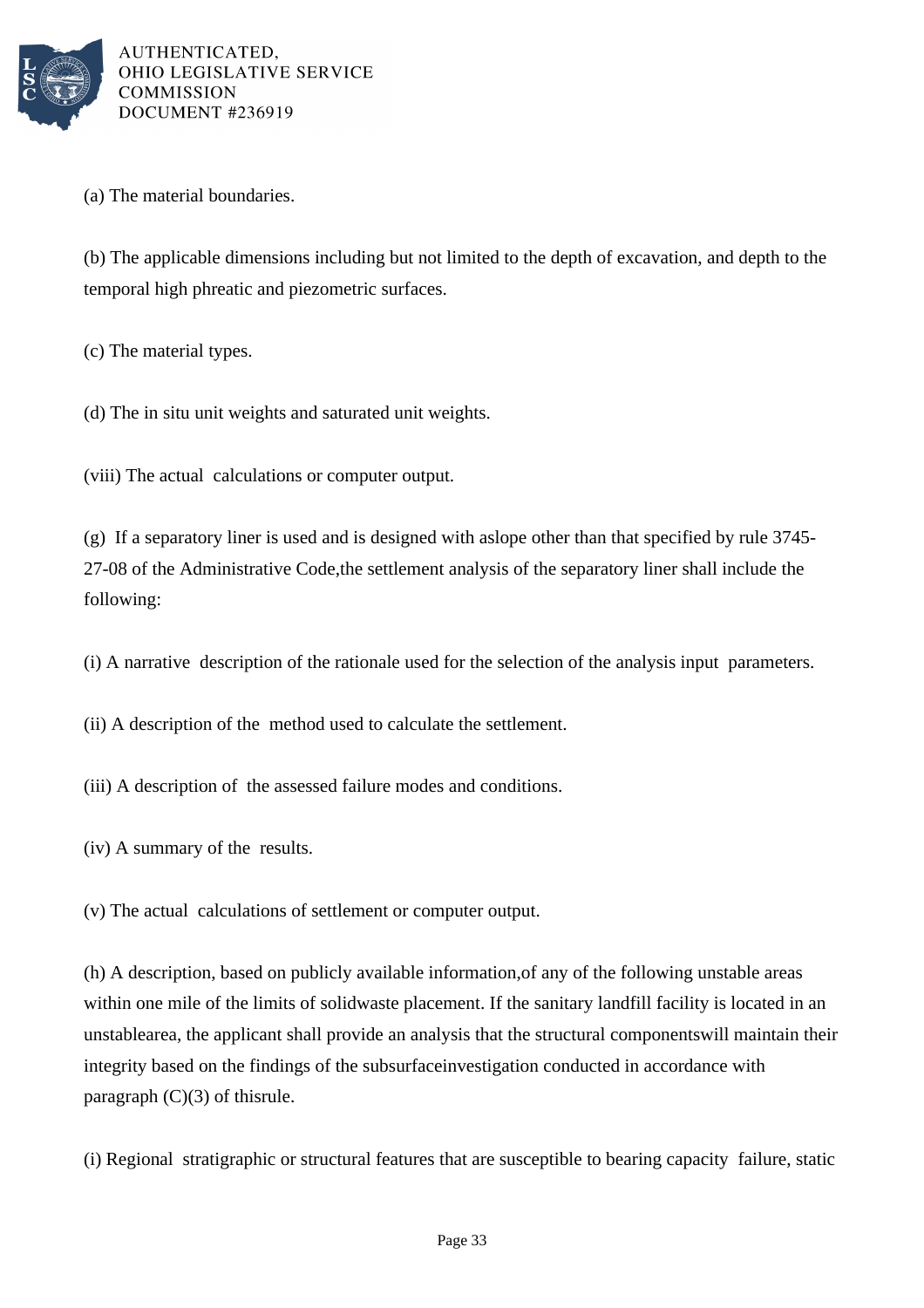(a) The material boundaries.

(b) The applicable dimensions including but not limited to the depth of excavation, and depth to the temporal high phreatic and piezometric surfaces.

(c) The material types.

(d) The in situ unit weights and saturated unit weights.

(viii) The actual calculations or computer output.

(g) If a separatory liner is used and is designed with aslope other than that specified by rule 3745-27-08 of the Administrative Code,the settlement analysis of the separatory liner shall include the following:

(i) A narrative description of the rationale used for the selection of the analysis input parameters.

(ii) A description of the method used to calculate the settlement.

(iii) A description of the assessed failure modes and conditions.

(iv) A summary of the results.

(v) The actual calculations of settlement or computer output.

(h) A description, based on publicly available information,of any of the following unstable areas within one mile of the limits of solidwaste placement. If the sanitary landfill facility is located in an unstablearea, the applicant shall provide an analysis that the structural componentswill maintain their integrity based on the findings of the subsurfaceinvestigation conducted in accordance with paragraph (C)(3) of thisrule.

(i) Regional stratigraphic or structural features that are susceptible to bearing capacity failure, static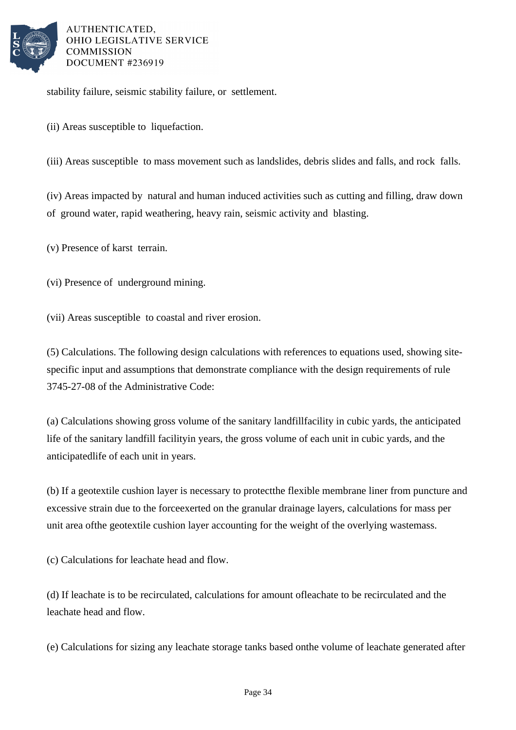stability failure, seismic stability failure, or settlement.

(ii) Areas susceptible to liquefaction.

(iii) Areas susceptible to mass movement such as landslides, debris slides and falls, and rock falls.

(iv) Areas impacted by natural and human induced activities such as cutting and filling, draw down of ground water, rapid weathering, heavy rain, seismic activity and blasting.

(v) Presence of karst terrain.

(vi) Presence of underground mining.

(vii) Areas susceptible to coastal and river erosion.

(5) Calculations. The following design calculations with references to equations used, showing site-specific input and assumptions that demonstrate compliance with the design requirements of rule 3745-27-08 of the Administrative Code:

(a) Calculations showing gross volume of the sanitary landfillfacility in cubic yards, the anticipated life of the sanitary landfill facilityin years, the gross volume of each unit in cubic yards, and the anticipatedlife of each unit in years.

(b) If a geotextile cushion layer is necessary to protectthe flexible membrane liner from puncture and excessive strain due to the forceexerted on the granular drainage layers, calculations for mass per unit area ofthe geotextile cushion layer accounting for the weight of the overlying wastemass.

(c) Calculations for leachate head and flow.

(d) If leachate is to be recirculated, calculations for amount ofleachate to be recirculated and the leachate head and flow.

(e) Calculations for sizing any leachate storage tanks based onthe volume of leachate generated after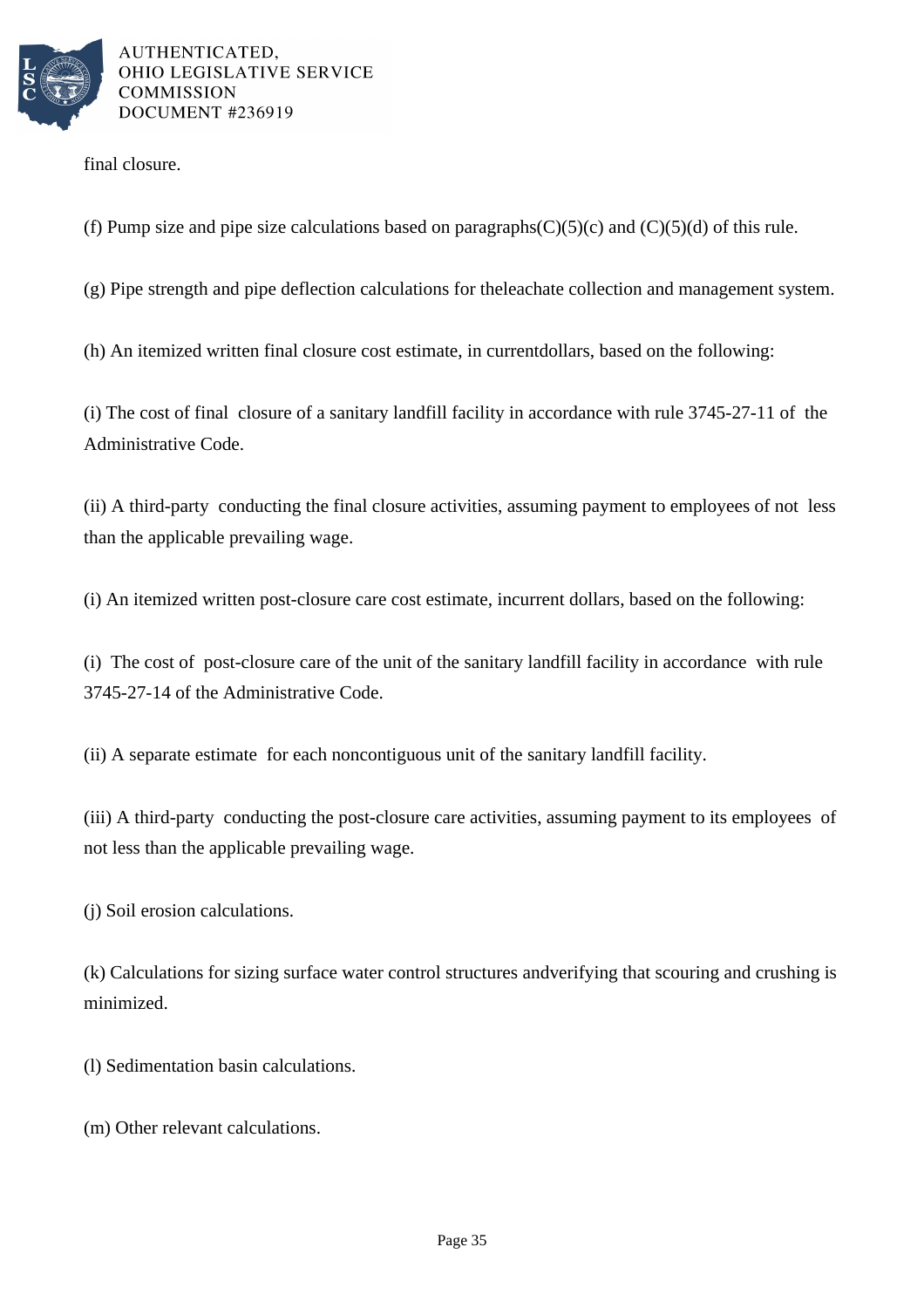final closure.

(f) Pump size and pipe size calculations based on paragraphs(C)(5)(c) and (C)(5)(d) of this rule.

(g) Pipe strength and pipe deflection calculations for theleachate collection and management system.

(h) An itemized written final closure cost estimate, in currentdollars, based on the following:

(i) The cost of final closure of a sanitary landfill facility in accordance with rule 3745-27-11 of the Administrative Code.

(ii) A third-party conducting the final closure activities, assuming payment to employees of not less than the applicable prevailing wage.

(i) An itemized written post-closure care cost estimate, incurrent dollars, based on the following:

(i) The cost of post-closure care of the unit of the sanitary landfill facility in accordance with rule 3745-27-14 of the Administrative Code.

(ii) A separate estimate for each noncontiguous unit of the sanitary landfill facility.

(iii) A third-party conducting the post-closure care activities, assuming payment to its employees of not less than the applicable prevailing wage.

(j) Soil erosion calculations.

(k) Calculations for sizing surface water control structures andverifying that scouring and crushing is minimized.

(l) Sedimentation basin calculations.

(m) Other relevant calculations.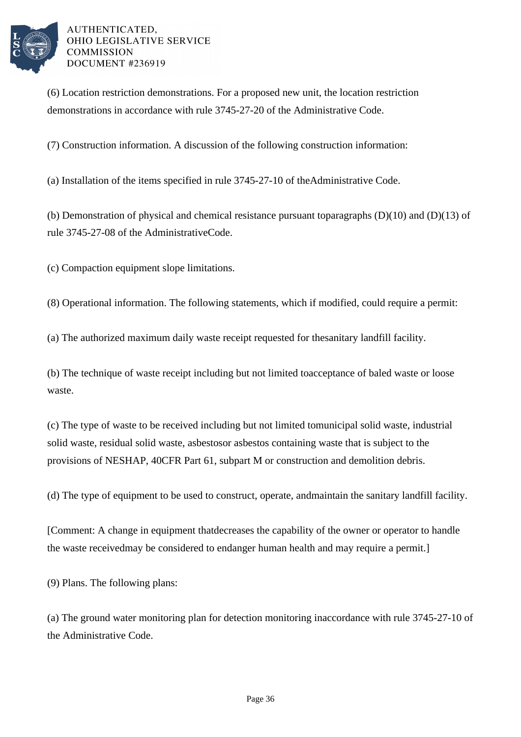(6) Location restriction demonstrations. For a proposed new unit, the location restriction demonstrations in accordance with rule 3745-27-20 of the Administrative Code.

(7) Construction information. A discussion of the following construction information:

(a) Installation of the items specified in rule 3745-27-10 of theAdministrative Code.

(b) Demonstration of physical and chemical resistance pursuant toparagraphs (D)(10) and (D)(13) of rule 3745-27-08 of the AdministrativeCode.

(c) Compaction equipment slope limitations.

(8) Operational information. The following statements, which if modified, could require a permit:

(a) The authorized maximum daily waste receipt requested for thesanitary landfill facility.

(b) The technique of waste receipt including but not limited toacceptance of baled waste or loose waste.

(c) The type of waste to be received including but not limited tomunicipal solid waste, industrial solid waste, residual solid waste, asbestosor asbestos containing waste that is subject to the provisions of NESHAP, 40CFR Part 61, subpart M or construction and demolition debris.

(d) The type of equipment to be used to construct, operate, andmaintain the sanitary landfill facility.

[Comment: A change in equipment thatdecreases the capability of the owner or operator to handle the waste receivedmay be considered to endanger human health and may require a permit.]

(9) Plans. The following plans:

(a) The ground water monitoring plan for detection monitoring inaccordance with rule 3745-27-10 of the Administrative Code.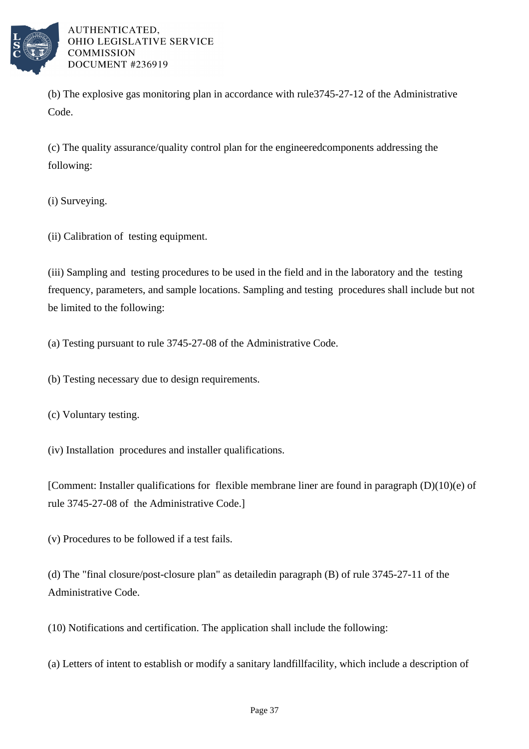(b) The explosive gas monitoring plan in accordance with rule3745-27-12 of the Administrative Code.

(c) The quality assurance/quality control plan for the engineeredcomponents addressing the following:

(i) Surveying.

(ii) Calibration of testing equipment.

(iii) Sampling and testing procedures to be used in the field and in the laboratory and the testing frequency, parameters, and sample locations. Sampling and testing procedures shall include but not be limited to the following:

(a) Testing pursuant to rule 3745-27-08 of the Administrative Code.

(b) Testing necessary due to design requirements.

(c) Voluntary testing.

(iv) Installation procedures and installer qualifications.

[Comment: Installer qualifications for flexible membrane liner are found in paragraph (D)(10)(e) of rule 3745-27-08 of the Administrative Code.]

(v) Procedures to be followed if a test fails.

(d) The "final closure/post-closure plan" as detailedin paragraph (B) of rule 3745-27-11 of the Administrative Code.

(10) Notifications and certification. The application shall include the following:

(a) Letters of intent to establish or modify a sanitary landfillfacility, which include a description of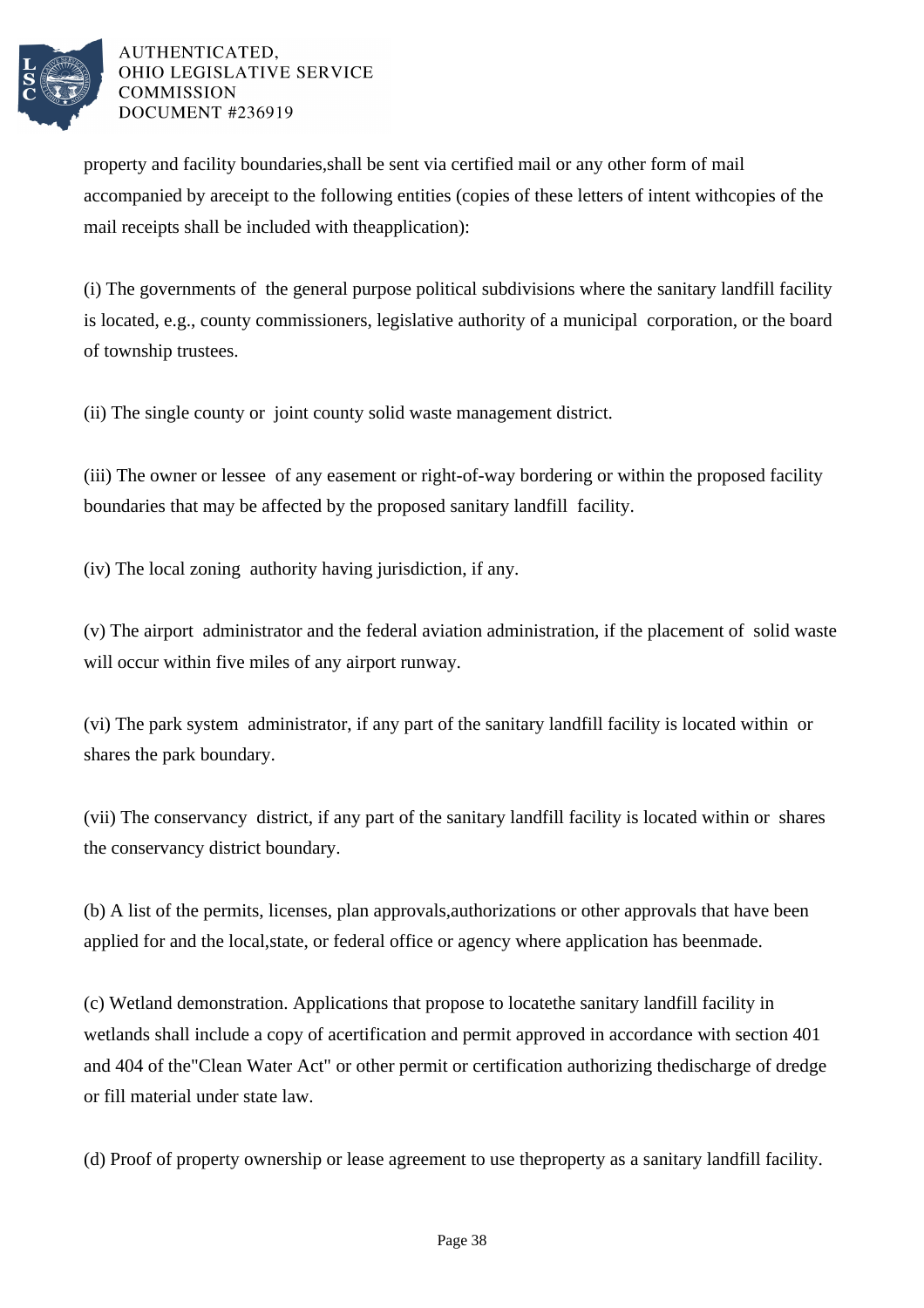property and facility boundaries,shall be sent via certified mail or any other form of mail accompanied by areceipt to the following entities (copies of these letters of intent withcopies of the mail receipts shall be included with theapplication):

(i) The governments of the general purpose political subdivisions where the sanitary landfill facility is located, e.g., county commissioners, legislative authority of a municipal corporation, or the board of township trustees.

(ii) The single county or joint county solid waste management district.

(iii) The owner or lessee of any easement or right-of-way bordering or within the proposed facility boundaries that may be affected by the proposed sanitary landfill facility.

(iv) The local zoning authority having jurisdiction, if any.

(v) The airport administrator and the federal aviation administration, if the placement of solid waste will occur within five miles of any airport runway.

(vi) The park system administrator, if any part of the sanitary landfill facility is located within or shares the park boundary.

(vii) The conservancy district, if any part of the sanitary landfill facility is located within or shares the conservancy district boundary.

(b) A list of the permits, licenses, plan approvals,authorizations or other approvals that have been applied for and the local,state, or federal office or agency where application has beenmade.

(c) Wetland demonstration. Applications that propose to locatethe sanitary landfill facility in wetlands shall include a copy of acertification and permit approved in accordance with section 401 and 404 of the"Clean Water Act" or other permit or certification authorizing thedischarge of dredge or fill material under state law.

(d) Proof of property ownership or lease agreement to use theproperty as a sanitary landfill facility.